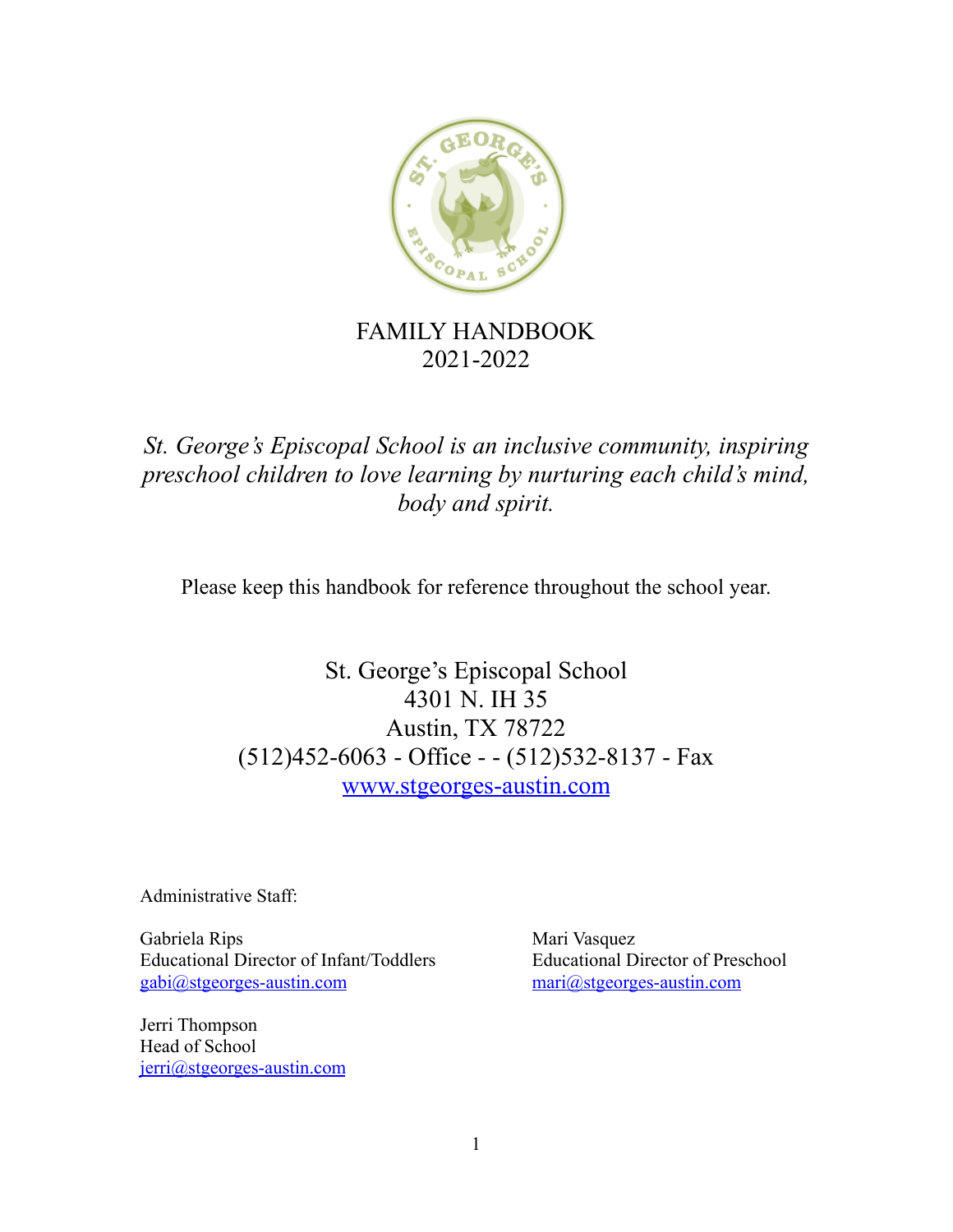# FAMILY HANDBOOK
## 2021-2022

*St. George's Episcopal School is an inclusive community, inspiring preschool children to love learning by nurturing each child's mind, body and spirit.*

Please keep this handbook for reference throughout the school year.

St. George's Episcopal School
4301 N. IH 35
Austin, TX 78722
(512)452-6063 - Office - - (512)532-8137 - Fax
www.stgeorges-austin.com

Administrative Staff:

Gabriela Rips
Educational Director of Infant/Toddlers
gabi@stgeorges-austin.com

Mari Vasquez
Educational Director of Preschool
mari@stgeorges-austin.com

Jerri Thompson
Head of School
jerri@stgeorges-austin.com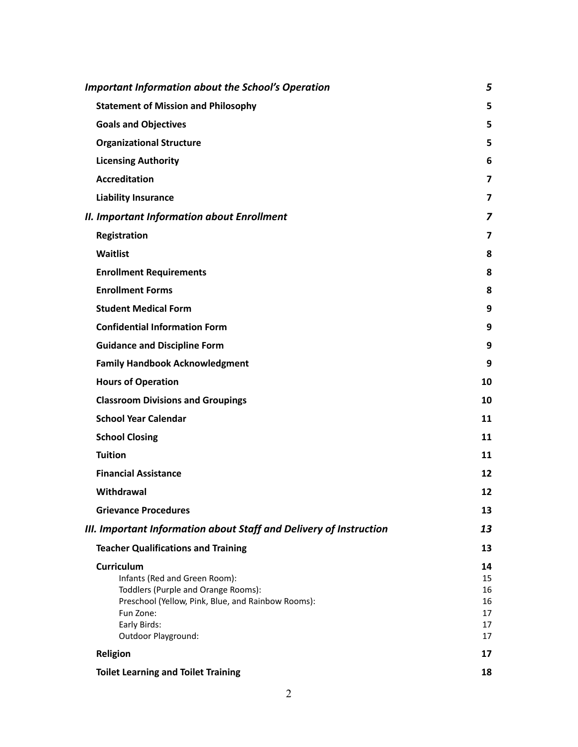| | |
|---|---|
| ***Important Information about the School's Operation*** | ***5*** |
| **Statement of Mission and Philosophy** | **5** |
| **Goals and Objectives** | **5** |
| **Organizational Structure** | **5** |
| **Licensing Authority** | **6** |
| **Accreditation** | **7** |
| **Liability Insurance** | **7** |
| ***II. Important Information about Enrollment*** | ***7*** |
| **Registration** | **7** |
| **Waitlist** | **8** |
| **Enrollment Requirements** | **8** |
| **Enrollment Forms** | **8** |
| **Student Medical Form** | **9** |
| **Confidential Information Form** | **9** |
| **Guidance and Discipline Form** | **9** |
| **Family Handbook Acknowledgment** | **9** |
| **Hours of Operation** | **10** |
| **Classroom Divisions and Groupings** | **10** |
| **School Year Calendar** | **11** |
| **School Closing** | **11** |
| **Tuition** | **11** |
| **Financial Assistance** | **12** |
| **Withdrawal** | **12** |
| **Grievance Procedures** | **13** |
| ***III. Important Information about Staff and Delivery of Instruction*** | ***13*** |
| **Teacher Qualifications and Training** | **13** |
| **Curriculum** | **14** |
| Infants (Red and Green Room): | 15 |
| Toddlers (Purple and Orange Rooms): | 16 |
| Preschool (Yellow, Pink, Blue, and Rainbow Rooms): | 16 |
| Fun Zone: | 17 |
| Early Birds: | 17 |
| Outdoor Playground: | 17 |
| **Religion** | **17** |
| **Toilet Learning and Toilet Training** | **18** |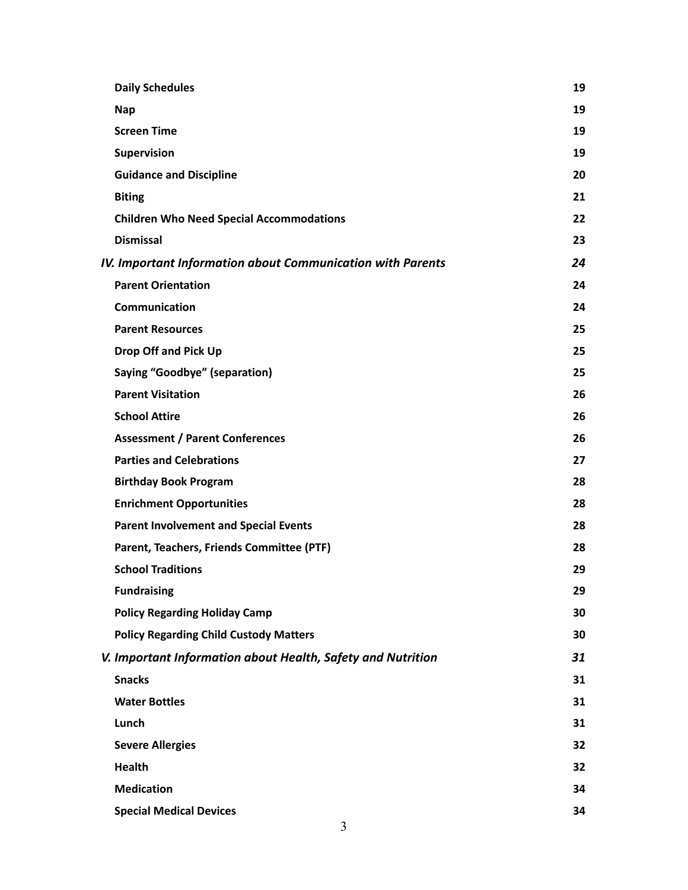**Daily Schedules** 19

**Nap** 19

**Screen Time** 19

**Supervision** 19

**Guidance and Discipline** 20

**Biting** 21

**Children Who Need Special Accommodations** 22

**Dismissal** 23

***IV. Important Information about Communication with Parents*** ***24***

**Parent Orientation** 24

**Communication** 24

**Parent Resources** 25

**Drop Off and Pick Up** 25

**Saying "Goodbye" (separation)** 25

**Parent Visitation** 26

**School Attire** 26

**Assessment / Parent Conferences** 26

**Parties and Celebrations** 27

**Birthday Book Program** 28

**Enrichment Opportunities** 28

**Parent Involvement and Special Events** 28

**Parent, Teachers, Friends Committee (PTF)** 28

**School Traditions** 29

**Fundraising** 29

**Policy Regarding Holiday Camp** 30

**Policy Regarding Child Custody Matters** 30

***V. Important Information about Health, Safety and Nutrition*** ***31***

**Snacks** 31

**Water Bottles** 31

**Lunch** 31

**Severe Allergies** 32

**Health** 32

**Medication** 34

**Special Medical Devices** 34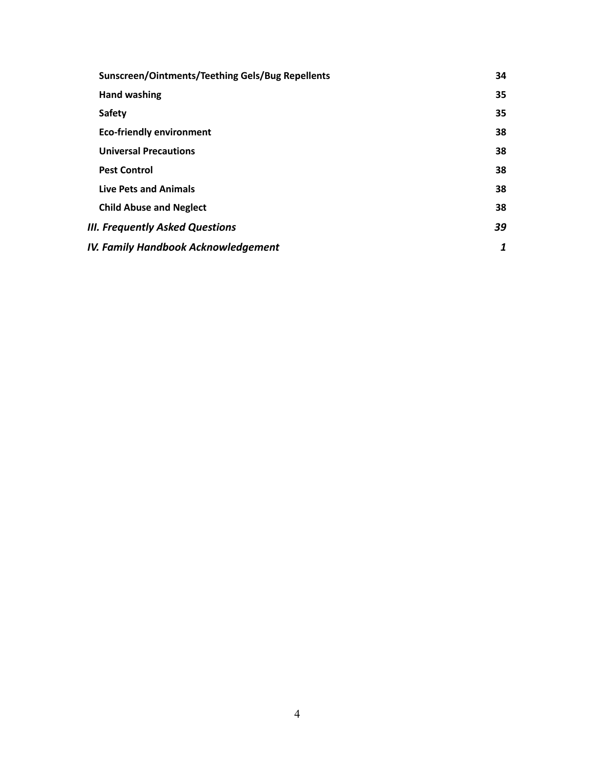| | |
|---|---|
| **Sunscreen/Ointments/Teething Gels/Bug Repellents** | **34** |
| **Hand washing** | **35** |
| **Safety** | **35** |
| **Eco-friendly environment** | **38** |
| **Universal Precautions** | **38** |
| **Pest Control** | **38** |
| **Live Pets and Animals** | **38** |
| **Child Abuse and Neglect** | **38** |
| ***III. Frequently Asked Questions*** | ***39*** |
| ***IV. Family Handbook Acknowledgement*** | ***1*** |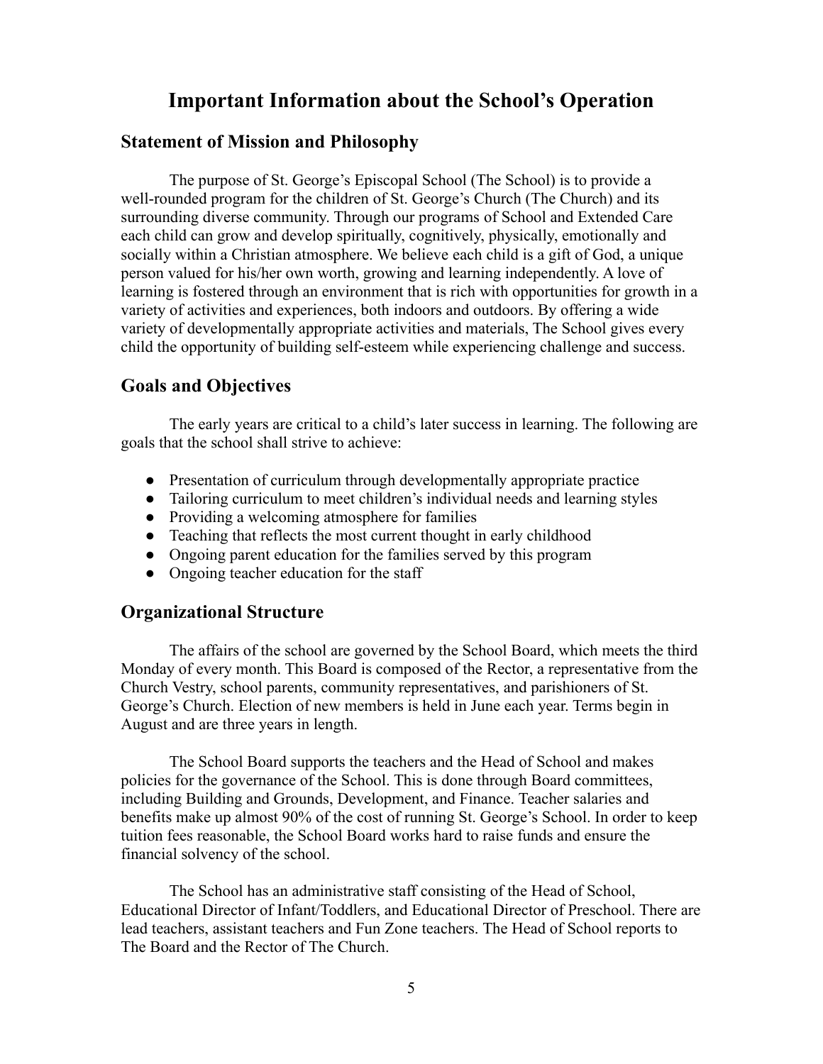# Important Information about the School's Operation

## Statement of Mission and Philosophy

The purpose of St. George's Episcopal School (The School) is to provide a well-rounded program for the children of St. George's Church (The Church) and its surrounding diverse community. Through our programs of School and Extended Care each child can grow and develop spiritually, cognitively, physically, emotionally and socially within a Christian atmosphere. We believe each child is a gift of God, a unique person valued for his/her own worth, growing and learning independently. A love of learning is fostered through an environment that is rich with opportunities for growth in a variety of activities and experiences, both indoors and outdoors. By offering a wide variety of developmentally appropriate activities and materials, The School gives every child the opportunity of building self-esteem while experiencing challenge and success.

## Goals and Objectives

The early years are critical to a child's later success in learning. The following are goals that the school shall strive to achieve:

- Presentation of curriculum through developmentally appropriate practice
- Tailoring curriculum to meet children's individual needs and learning styles
- Providing a welcoming atmosphere for families
- Teaching that reflects the most current thought in early childhood
- Ongoing parent education for the families served by this program
- Ongoing teacher education for the staff

## Organizational Structure

The affairs of the school are governed by the School Board, which meets the third Monday of every month. This Board is composed of the Rector, a representative from the Church Vestry, school parents, community representatives, and parishioners of St. George's Church. Election of new members is held in June each year. Terms begin in August and are three years in length.

The School Board supports the teachers and the Head of School and makes policies for the governance of the School. This is done through Board committees, including Building and Grounds, Development, and Finance. Teacher salaries and benefits make up almost 90% of the cost of running St. George's School. In order to keep tuition fees reasonable, the School Board works hard to raise funds and ensure the financial solvency of the school.

The School has an administrative staff consisting of the Head of School, Educational Director of Infant/Toddlers, and Educational Director of Preschool. There are lead teachers, assistant teachers and Fun Zone teachers. The Head of School reports to The Board and the Rector of The Church.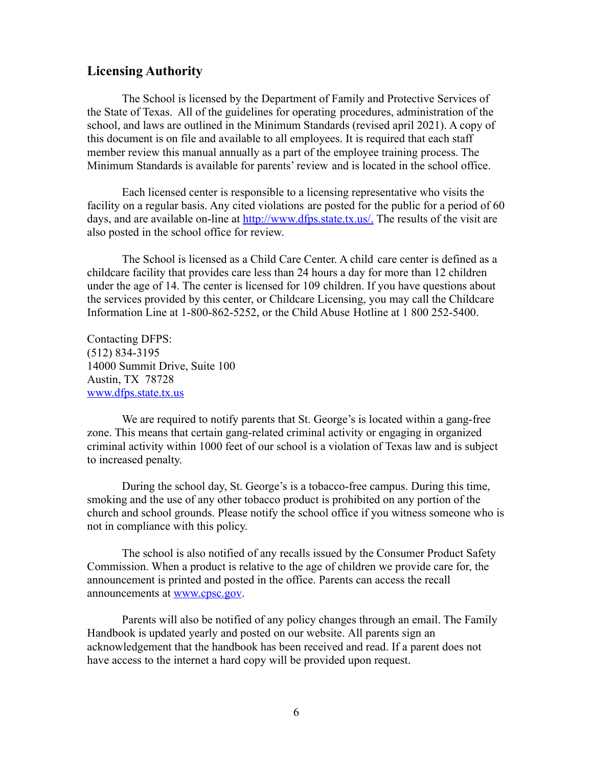## Licensing Authority

The School is licensed by the Department of Family and Protective Services of the State of Texas. All of the guidelines for operating procedures, administration of the school, and laws are outlined in the Minimum Standards (revised april 2021). A copy of this document is on file and available to all employees. It is required that each staff member review this manual annually as a part of the employee training process. The Minimum Standards is available for parents' review and is located in the school office.

Each licensed center is responsible to a licensing representative who visits the facility on a regular basis. Any cited violations are posted for the public for a period of 60 days, and are available on-line at [http://www.dfps.state.tx.us/.](http://www.dfps.state.tx.us/) The results of the visit are also posted in the school office for review.

The School is licensed as a Child Care Center. A child care center is defined as a childcare facility that provides care less than 24 hours a day for more than 12 children under the age of 14. The center is licensed for 109 children. If you have questions about the services provided by this center, or Childcare Licensing, you may call the Childcare Information Line at 1-800-862-5252, or the Child Abuse Hotline at 1 800 252-5400.

Contacting DFPS:
(512) 834-3195
14000 Summit Drive, Suite 100
Austin, TX 78728
[www.dfps.state.tx.us](http://www.dfps.state.tx.us)

We are required to notify parents that St. George's is located within a gang-free zone. This means that certain gang-related criminal activity or engaging in organized criminal activity within 1000 feet of our school is a violation of Texas law and is subject to increased penalty.

During the school day, St. George's is a tobacco-free campus. During this time, smoking and the use of any other tobacco product is prohibited on any portion of the church and school grounds. Please notify the school office if you witness someone who is not in compliance with this policy.

The school is also notified of any recalls issued by the Consumer Product Safety Commission. When a product is relative to the age of children we provide care for, the announcement is printed and posted in the office. Parents can access the recall announcements at [www.cpsc.gov](http://www.cpsc.gov).

Parents will also be notified of any policy changes through an email. The Family Handbook is updated yearly and posted on our website. All parents sign an acknowledgement that the handbook has been received and read. If a parent does not have access to the internet a hard copy will be provided upon request.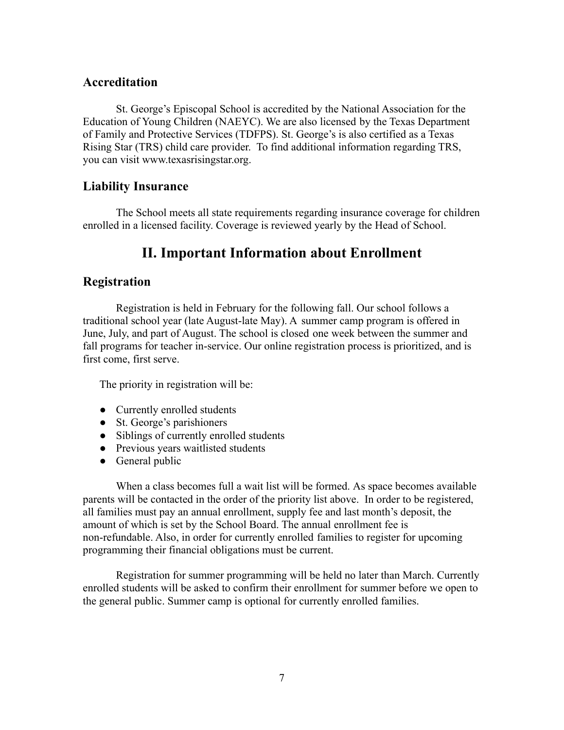## Accreditation

St. George's Episcopal School is accredited by the National Association for the Education of Young Children (NAEYC). We are also licensed by the Texas Department of Family and Protective Services (TDFPS). St. George's is also certified as a Texas Rising Star (TRS) child care provider. To find additional information regarding TRS, you can visit www.texasrisingstar.org.

## Liability Insurance

The School meets all state requirements regarding insurance coverage for children enrolled in a licensed facility. Coverage is reviewed yearly by the Head of School.

# II. Important Information about Enrollment

## Registration

Registration is held in February for the following fall. Our school follows a traditional school year (late August-late May). A summer camp program is offered in June, July, and part of August. The school is closed one week between the summer and fall programs for teacher in-service. Our online registration process is prioritized, and is first come, first serve.

The priority in registration will be:

- Currently enrolled students
- St. George's parishioners
- Siblings of currently enrolled students
- Previous years waitlisted students
- General public

When a class becomes full a wait list will be formed. As space becomes available parents will be contacted in the order of the priority list above. In order to be registered, all families must pay an annual enrollment, supply fee and last month's deposit, the amount of which is set by the School Board. The annual enrollment fee is non-refundable. Also, in order for currently enrolled families to register for upcoming programming their financial obligations must be current.

Registration for summer programming will be held no later than March. Currently enrolled students will be asked to confirm their enrollment for summer before we open to the general public. Summer camp is optional for currently enrolled families.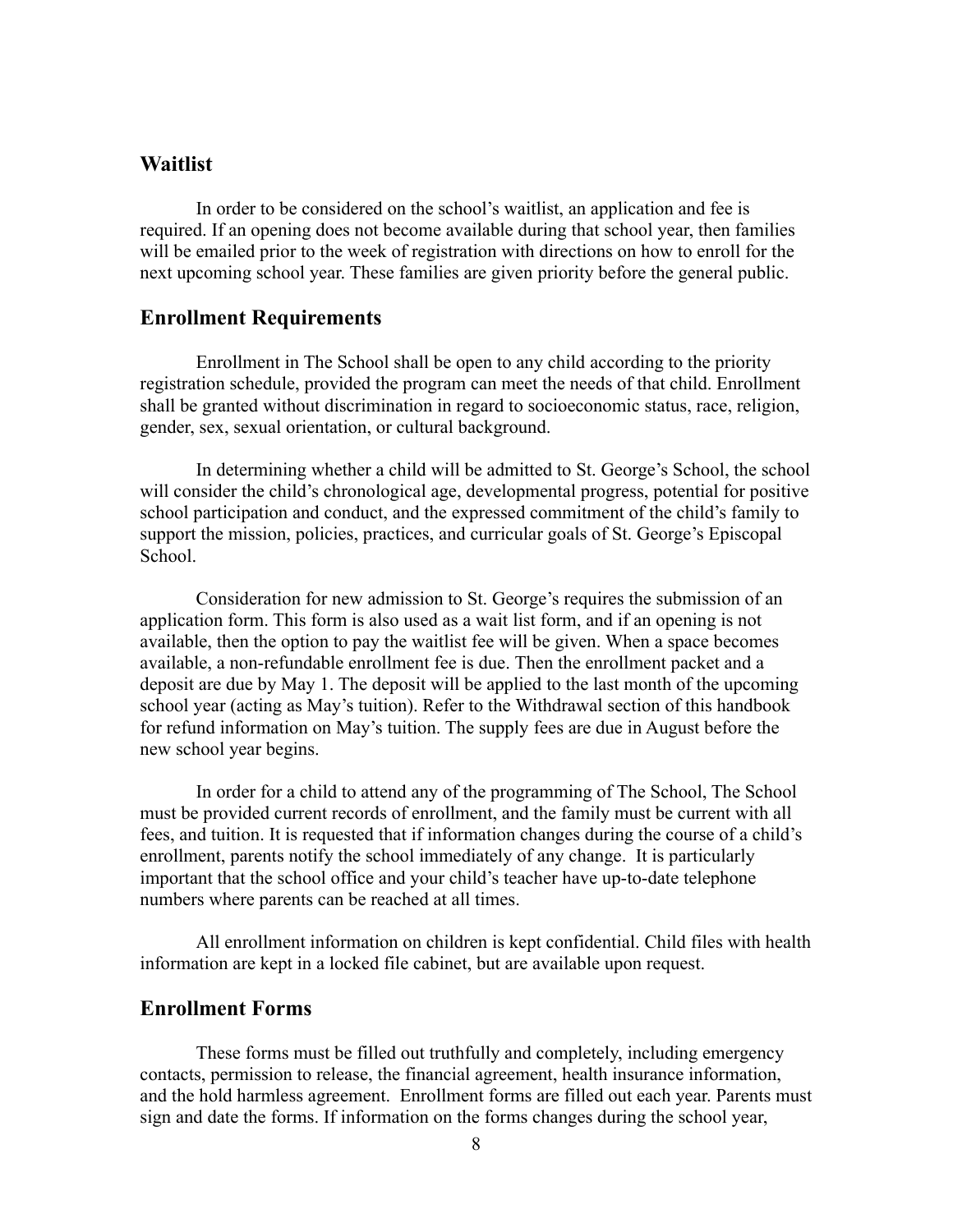## Waitlist

In order to be considered on the school's waitlist, an application and fee is required. If an opening does not become available during that school year, then families will be emailed prior to the week of registration with directions on how to enroll for the next upcoming school year. These families are given priority before the general public.

## Enrollment Requirements

Enrollment in The School shall be open to any child according to the priority registration schedule, provided the program can meet the needs of that child. Enrollment shall be granted without discrimination in regard to socioeconomic status, race, religion, gender, sex, sexual orientation, or cultural background.

In determining whether a child will be admitted to St. George's School, the school will consider the child's chronological age, developmental progress, potential for positive school participation and conduct, and the expressed commitment of the child's family to support the mission, policies, practices, and curricular goals of St. George's Episcopal School.

Consideration for new admission to St. George's requires the submission of an application form. This form is also used as a wait list form, and if an opening is not available, then the option to pay the waitlist fee will be given. When a space becomes available, a non-refundable enrollment fee is due. Then the enrollment packet and a deposit are due by May 1. The deposit will be applied to the last month of the upcoming school year (acting as May's tuition). Refer to the Withdrawal section of this handbook for refund information on May's tuition. The supply fees are due in August before the new school year begins.

In order for a child to attend any of the programming of The School, The School must be provided current records of enrollment, and the family must be current with all fees, and tuition. It is requested that if information changes during the course of a child's enrollment, parents notify the school immediately of any change. It is particularly important that the school office and your child's teacher have up-to-date telephone numbers where parents can be reached at all times.

All enrollment information on children is kept confidential. Child files with health information are kept in a locked file cabinet, but are available upon request.

## Enrollment Forms

These forms must be filled out truthfully and completely, including emergency contacts, permission to release, the financial agreement, health insurance information, and the hold harmless agreement. Enrollment forms are filled out each year. Parents must sign and date the forms. If information on the forms changes during the school year,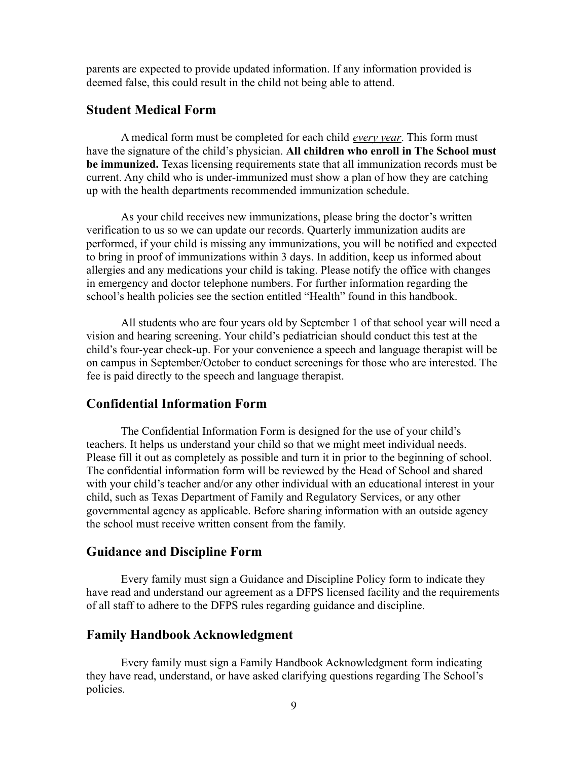parents are expected to provide updated information. If any information provided is deemed false, this could result in the child not being able to attend.

## Student Medical Form

A medical form must be completed for each child *every year*. This form must have the signature of the child's physician. **All children who enroll in The School must be immunized.** Texas licensing requirements state that all immunization records must be current. Any child who is under-immunized must show a plan of how they are catching up with the health departments recommended immunization schedule.

As your child receives new immunizations, please bring the doctor's written verification to us so we can update our records. Quarterly immunization audits are performed, if your child is missing any immunizations, you will be notified and expected to bring in proof of immunizations within 3 days. In addition, keep us informed about allergies and any medications your child is taking. Please notify the office with changes in emergency and doctor telephone numbers. For further information regarding the school's health policies see the section entitled "Health" found in this handbook.

All students who are four years old by September 1 of that school year will need a vision and hearing screening. Your child's pediatrician should conduct this test at the child's four-year check-up. For your convenience a speech and language therapist will be on campus in September/October to conduct screenings for those who are interested. The fee is paid directly to the speech and language therapist.

## Confidential Information Form

The Confidential Information Form is designed for the use of your child's teachers. It helps us understand your child so that we might meet individual needs. Please fill it out as completely as possible and turn it in prior to the beginning of school. The confidential information form will be reviewed by the Head of School and shared with your child's teacher and/or any other individual with an educational interest in your child, such as Texas Department of Family and Regulatory Services, or any other governmental agency as applicable. Before sharing information with an outside agency the school must receive written consent from the family.

## Guidance and Discipline Form

Every family must sign a Guidance and Discipline Policy form to indicate they have read and understand our agreement as a DFPS licensed facility and the requirements of all staff to adhere to the DFPS rules regarding guidance and discipline.

## Family Handbook Acknowledgment

Every family must sign a Family Handbook Acknowledgment form indicating they have read, understand, or have asked clarifying questions regarding The School's policies.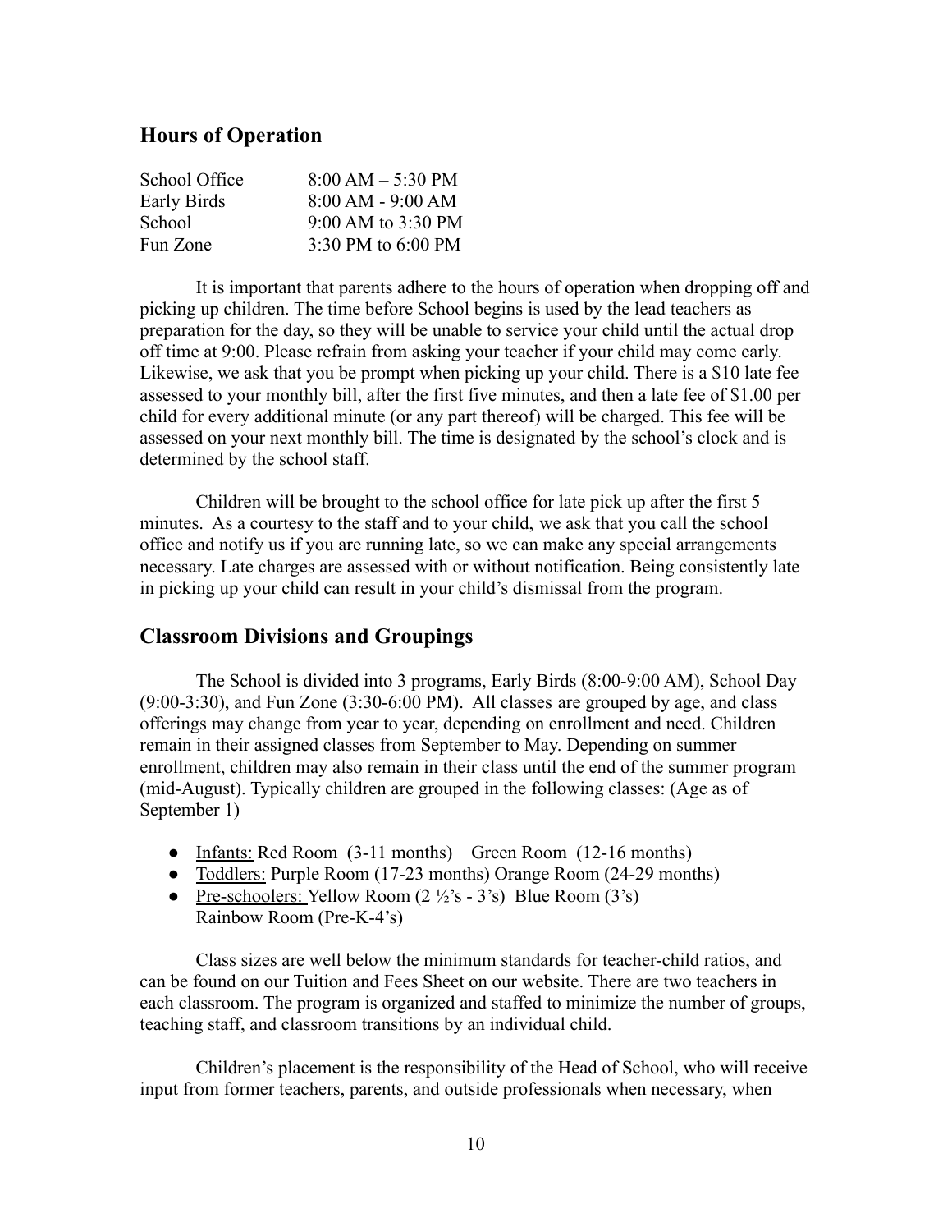## Hours of Operation

| | |
|---|---|
| School Office | 8:00 AM – 5:30 PM |
| Early Birds | 8:00 AM - 9:00 AM |
| School | 9:00 AM to 3:30 PM |
| Fun Zone | 3:30 PM to 6:00 PM |

It is important that parents adhere to the hours of operation when dropping off and picking up children. The time before School begins is used by the lead teachers as preparation for the day, so they will be unable to service your child until the actual drop off time at 9:00. Please refrain from asking your teacher if your child may come early. Likewise, we ask that you be prompt when picking up your child. There is a $10 late fee assessed to your monthly bill, after the first five minutes, and then a late fee of $1.00 per child for every additional minute (or any part thereof) will be charged. This fee will be assessed on your next monthly bill. The time is designated by the school's clock and is determined by the school staff.

Children will be brought to the school office for late pick up after the first 5 minutes. As a courtesy to the staff and to your child, we ask that you call the school office and notify us if you are running late, so we can make any special arrangements necessary. Late charges are assessed with or without notification. Being consistently late in picking up your child can result in your child's dismissal from the program.

## Classroom Divisions and Groupings

The School is divided into 3 programs, Early Birds (8:00-9:00 AM), School Day (9:00-3:30), and Fun Zone (3:30-6:00 PM). All classes are grouped by age, and class offerings may change from year to year, depending on enrollment and need. Children remain in their assigned classes from September to May. Depending on summer enrollment, children may also remain in their class until the end of the summer program (mid-August). Typically children are grouped in the following classes: (Age as of September 1)

- Infants: Red Room (3-11 months) Green Room (12-16 months)
- Toddlers: Purple Room (17-23 months) Orange Room (24-29 months)
- Pre-schoolers: Yellow Room (2 ½'s - 3's) Blue Room (3's) Rainbow Room (Pre-K-4's)

Class sizes are well below the minimum standards for teacher-child ratios, and can be found on our Tuition and Fees Sheet on our website. There are two teachers in each classroom. The program is organized and staffed to minimize the number of groups, teaching staff, and classroom transitions by an individual child.

Children's placement is the responsibility of the Head of School, who will receive input from former teachers, parents, and outside professionals when necessary, when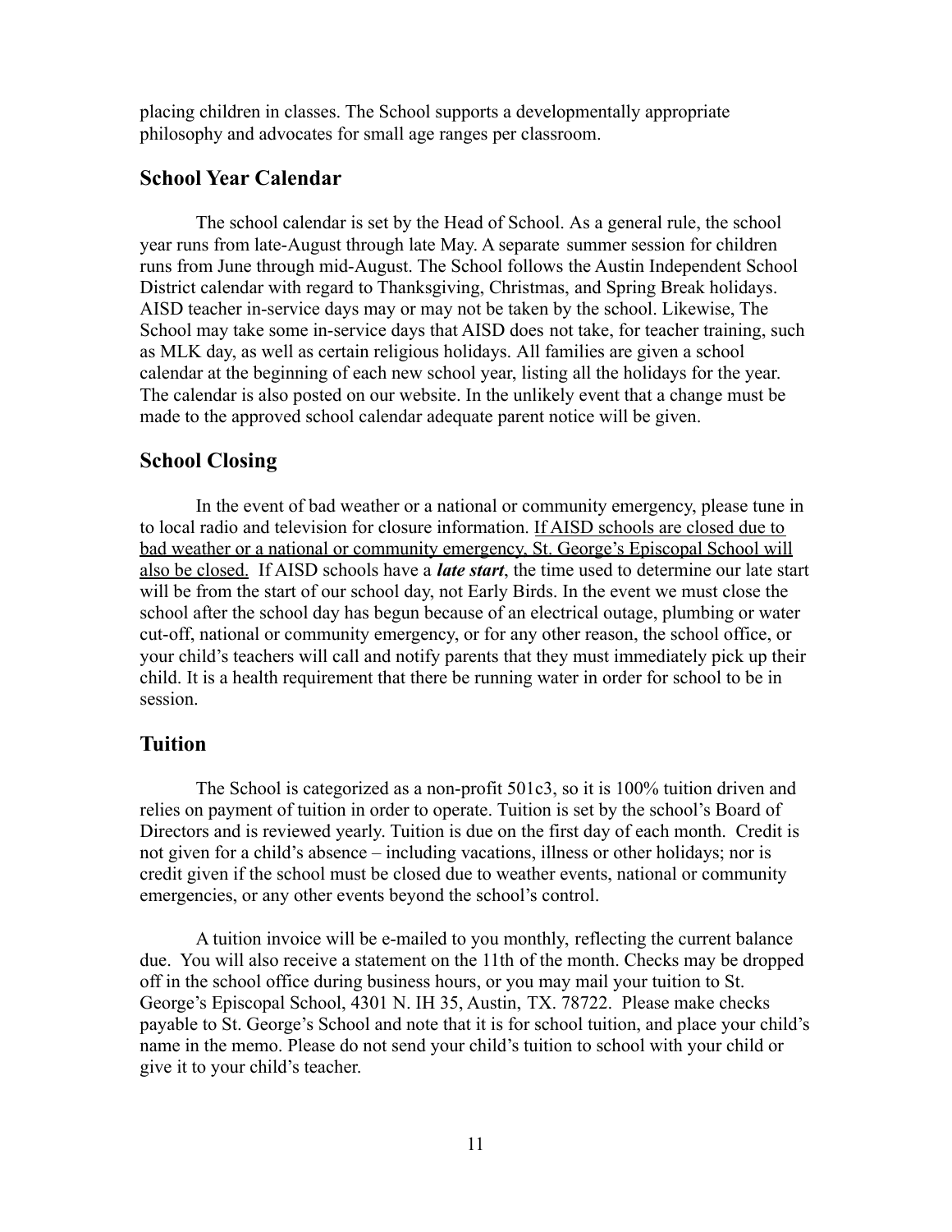placing children in classes. The School supports a developmentally appropriate philosophy and advocates for small age ranges per classroom.

## School Year Calendar

The school calendar is set by the Head of School. As a general rule, the school year runs from late-August through late May. A separate summer session for children runs from June through mid-August. The School follows the Austin Independent School District calendar with regard to Thanksgiving, Christmas, and Spring Break holidays. AISD teacher in-service days may or may not be taken by the school. Likewise, The School may take some in-service days that AISD does not take, for teacher training, such as MLK day, as well as certain religious holidays. All families are given a school calendar at the beginning of each new school year, listing all the holidays for the year. The calendar is also posted on our website. In the unlikely event that a change must be made to the approved school calendar adequate parent notice will be given.

## School Closing

In the event of bad weather or a national or community emergency, please tune in to local radio and television for closure information. <u>If AISD schools are closed due to bad weather or a national or community emergency, St. George's Episcopal School will also be closed.</u> If AISD schools have a ***late start***, the time used to determine our late start will be from the start of our school day, not Early Birds. In the event we must close the school after the school day has begun because of an electrical outage, plumbing or water cut-off, national or community emergency, or for any other reason, the school office, or your child's teachers will call and notify parents that they must immediately pick up their child. It is a health requirement that there be running water in order for school to be in session.

## Tuition

The School is categorized as a non-profit 501c3, so it is 100% tuition driven and relies on payment of tuition in order to operate. Tuition is set by the school's Board of Directors and is reviewed yearly. Tuition is due on the first day of each month. Credit is not given for a child's absence – including vacations, illness or other holidays; nor is credit given if the school must be closed due to weather events, national or community emergencies, or any other events beyond the school's control.

A tuition invoice will be e-mailed to you monthly, reflecting the current balance due. You will also receive a statement on the 11th of the month. Checks may be dropped off in the school office during business hours, or you may mail your tuition to St. George's Episcopal School, 4301 N. IH 35, Austin, TX. 78722. Please make checks payable to St. George's School and note that it is for school tuition, and place your child's name in the memo. Please do not send your child's tuition to school with your child or give it to your child's teacher.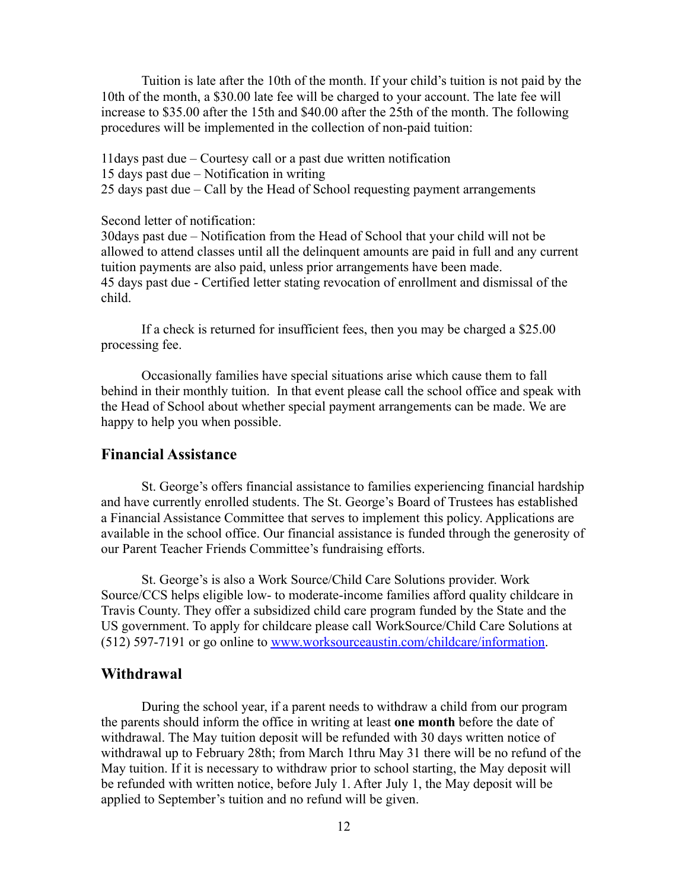Tuition is late after the 10th of the month. If your child's tuition is not paid by the 10th of the month, a $30.00 late fee will be charged to your account. The late fee will increase to $35.00 after the 15th and $40.00 after the 25th of the month. The following procedures will be implemented in the collection of non-paid tuition:

11days past due – Courtesy call or a past due written notification
15 days past due – Notification in writing
25 days past due – Call by the Head of School requesting payment arrangements

Second letter of notification:
30days past due – Notification from the Head of School that your child will not be allowed to attend classes until all the delinquent amounts are paid in full and any current tuition payments are also paid, unless prior arrangements have been made.
45 days past due - Certified letter stating revocation of enrollment and dismissal of the child.

If a check is returned for insufficient fees, then you may be charged a $25.00 processing fee.

Occasionally families have special situations arise which cause them to fall behind in their monthly tuition. In that event please call the school office and speak with the Head of School about whether special payment arrangements can be made. We are happy to help you when possible.

## Financial Assistance

St. George's offers financial assistance to families experiencing financial hardship and have currently enrolled students. The St. George's Board of Trustees has established a Financial Assistance Committee that serves to implement this policy. Applications are available in the school office. Our financial assistance is funded through the generosity of our Parent Teacher Friends Committee's fundraising efforts.

St. George's is also a Work Source/Child Care Solutions provider. Work Source/CCS helps eligible low- to moderate-income families afford quality childcare in Travis County. They offer a subsidized child care program funded by the State and the US government. To apply for childcare please call WorkSource/Child Care Solutions at (512) 597-7191 or go online to [www.worksourceaustin.com/childcare/information](http://www.worksourceaustin.com/childcare/information).

## Withdrawal

During the school year, if a parent needs to withdraw a child from our program the parents should inform the office in writing at least **one month** before the date of withdrawal. The May tuition deposit will be refunded with 30 days written notice of withdrawal up to February 28th; from March 1thru May 31 there will be no refund of the May tuition. If it is necessary to withdraw prior to school starting, the May deposit will be refunded with written notice, before July 1. After July 1, the May deposit will be applied to September's tuition and no refund will be given.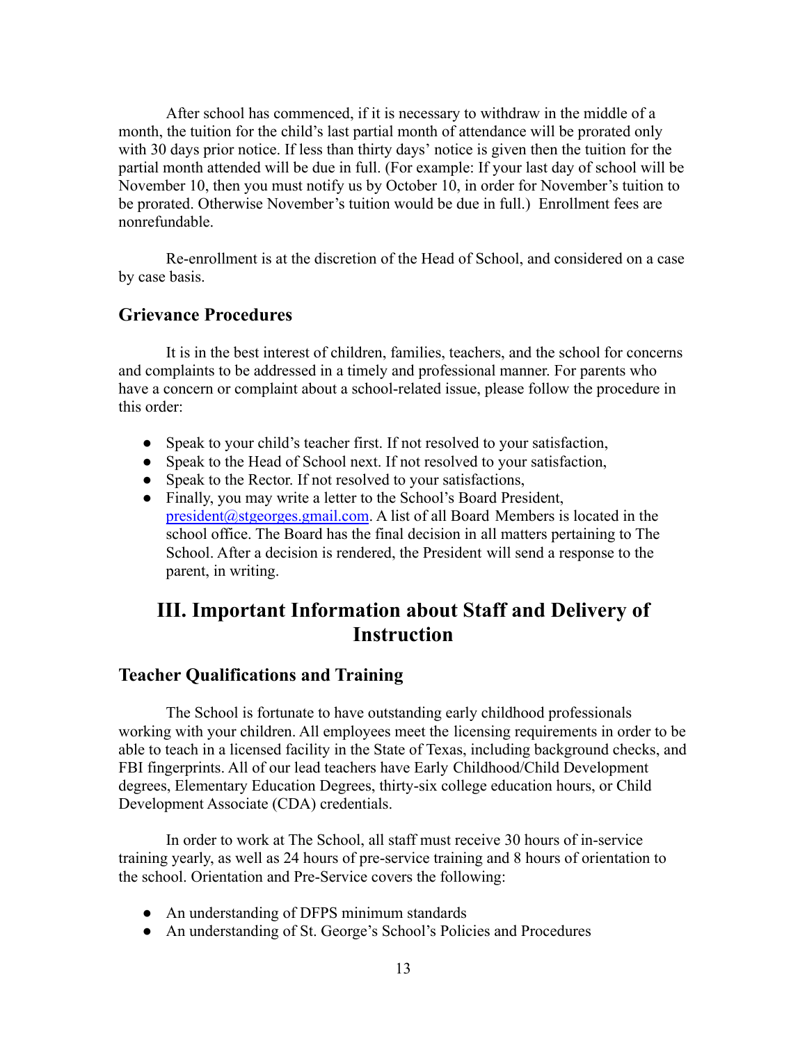After school has commenced, if it is necessary to withdraw in the middle of a month, the tuition for the child's last partial month of attendance will be prorated only with 30 days prior notice. If less than thirty days' notice is given then the tuition for the partial month attended will be due in full. (For example: If your last day of school will be November 10, then you must notify us by October 10, in order for November's tuition to be prorated. Otherwise November's tuition would be due in full.) Enrollment fees are nonrefundable.

Re-enrollment is at the discretion of the Head of School, and considered on a case by case basis.

### Grievance Procedures

It is in the best interest of children, families, teachers, and the school for concerns and complaints to be addressed in a timely and professional manner. For parents who have a concern or complaint about a school-related issue, please follow the procedure in this order:

- Speak to your child's teacher first. If not resolved to your satisfaction,
- Speak to the Head of School next. If not resolved to your satisfaction,
- Speak to the Rector. If not resolved to your satisfactions,
- Finally, you may write a letter to the School's Board President, president@stgeorges.gmail.com. A list of all Board Members is located in the school office. The Board has the final decision in all matters pertaining to The School. After a decision is rendered, the President will send a response to the parent, in writing.

## III. Important Information about Staff and Delivery of Instruction

### Teacher Qualifications and Training

The School is fortunate to have outstanding early childhood professionals working with your children. All employees meet the licensing requirements in order to be able to teach in a licensed facility in the State of Texas, including background checks, and FBI fingerprints. All of our lead teachers have Early Childhood/Child Development degrees, Elementary Education Degrees, thirty-six college education hours, or Child Development Associate (CDA) credentials.

In order to work at The School, all staff must receive 30 hours of in-service training yearly, as well as 24 hours of pre-service training and 8 hours of orientation to the school. Orientation and Pre-Service covers the following:

- An understanding of DFPS minimum standards
- An understanding of St. George's School's Policies and Procedures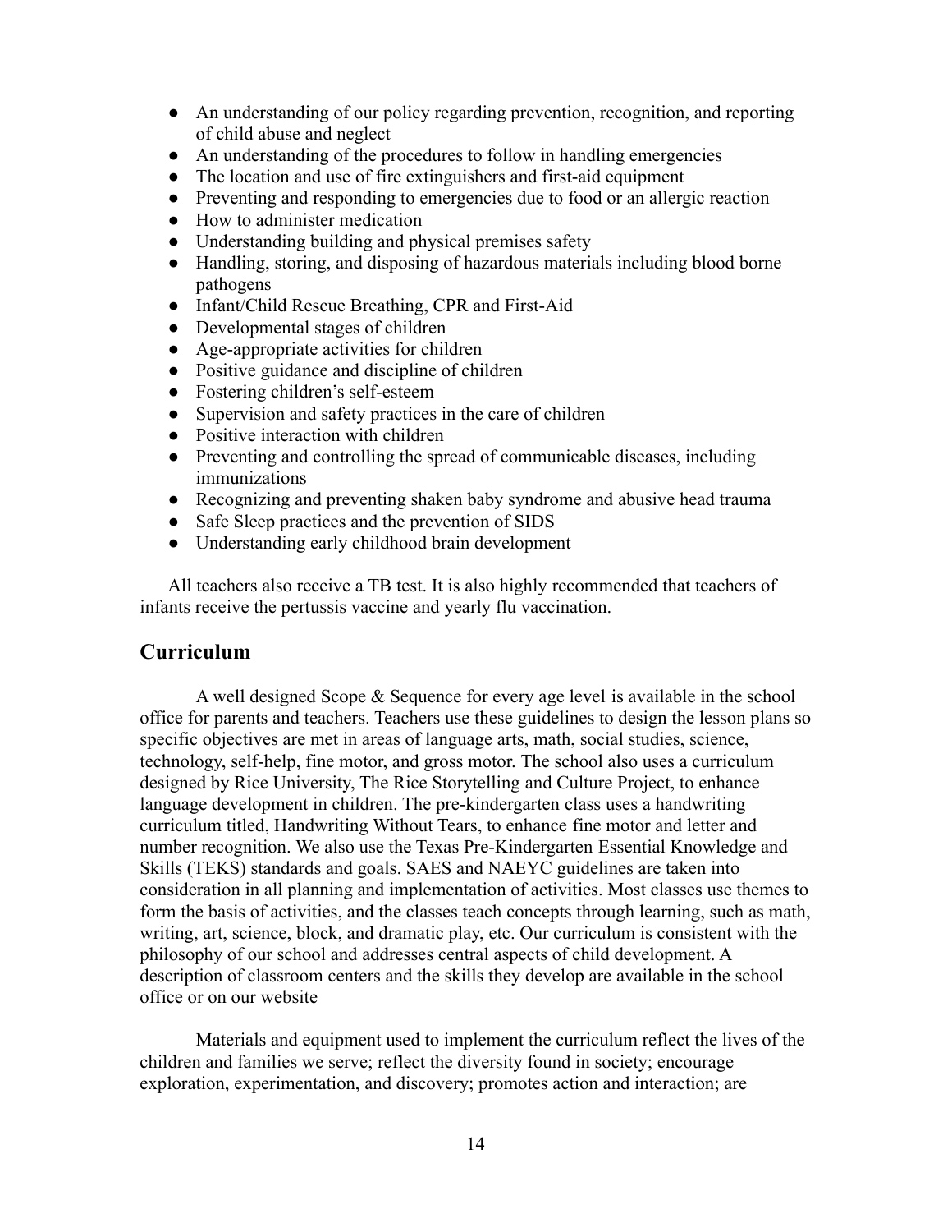- An understanding of our policy regarding prevention, recognition, and reporting of child abuse and neglect
- An understanding of the procedures to follow in handling emergencies
- The location and use of fire extinguishers and first-aid equipment
- Preventing and responding to emergencies due to food or an allergic reaction
- How to administer medication
- Understanding building and physical premises safety
- Handling, storing, and disposing of hazardous materials including blood borne pathogens
- Infant/Child Rescue Breathing, CPR and First-Aid
- Developmental stages of children
- Age-appropriate activities for children
- Positive guidance and discipline of children
- Fostering children's self-esteem
- Supervision and safety practices in the care of children
- Positive interaction with children
- Preventing and controlling the spread of communicable diseases, including immunizations
- Recognizing and preventing shaken baby syndrome and abusive head trauma
- Safe Sleep practices and the prevention of SIDS
- Understanding early childhood brain development

All teachers also receive a TB test. It is also highly recommended that teachers of infants receive the pertussis vaccine and yearly flu vaccination.

## Curriculum

A well designed Scope & Sequence for every age level is available in the school office for parents and teachers. Teachers use these guidelines to design the lesson plans so specific objectives are met in areas of language arts, math, social studies, science, technology, self-help, fine motor, and gross motor. The school also uses a curriculum designed by Rice University, The Rice Storytelling and Culture Project, to enhance language development in children. The pre-kindergarten class uses a handwriting curriculum titled, Handwriting Without Tears, to enhance fine motor and letter and number recognition. We also use the Texas Pre-Kindergarten Essential Knowledge and Skills (TEKS) standards and goals. SAES and NAEYC guidelines are taken into consideration in all planning and implementation of activities. Most classes use themes to form the basis of activities, and the classes teach concepts through learning, such as math, writing, art, science, block, and dramatic play, etc. Our curriculum is consistent with the philosophy of our school and addresses central aspects of child development. A description of classroom centers and the skills they develop are available in the school office or on our website

Materials and equipment used to implement the curriculum reflect the lives of the children and families we serve; reflect the diversity found in society; encourage exploration, experimentation, and discovery; promotes action and interaction; are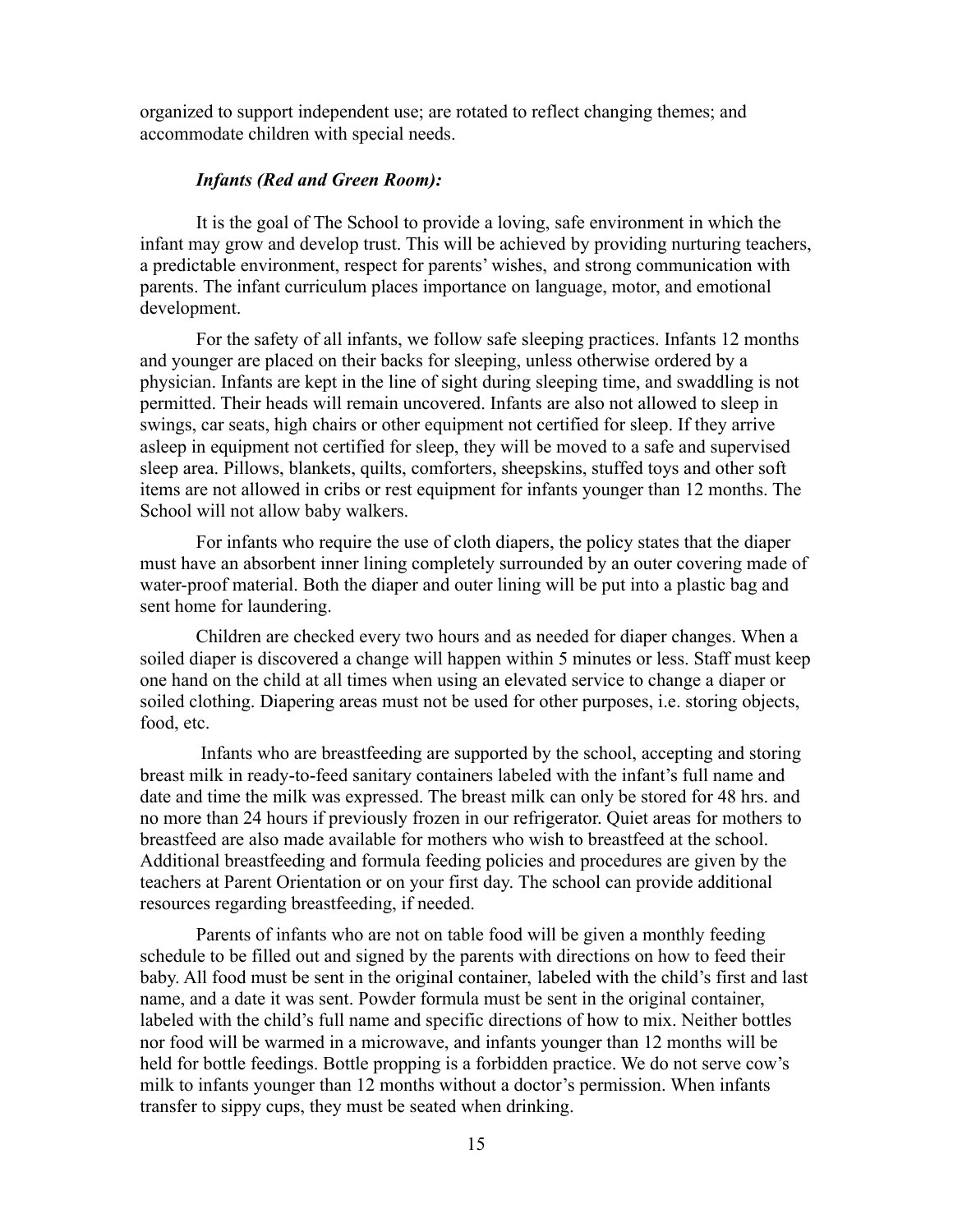organized to support independent use; are rotated to reflect changing themes; and accommodate children with special needs.

***Infants (Red and Green Room):***

It is the goal of The School to provide a loving, safe environment in which the infant may grow and develop trust. This will be achieved by providing nurturing teachers, a predictable environment, respect for parents' wishes, and strong communication with parents. The infant curriculum places importance on language, motor, and emotional development.

For the safety of all infants, we follow safe sleeping practices. Infants 12 months and younger are placed on their backs for sleeping, unless otherwise ordered by a physician. Infants are kept in the line of sight during sleeping time, and swaddling is not permitted. Their heads will remain uncovered. Infants are also not allowed to sleep in swings, car seats, high chairs or other equipment not certified for sleep. If they arrive asleep in equipment not certified for sleep, they will be moved to a safe and supervised sleep area. Pillows, blankets, quilts, comforters, sheepskins, stuffed toys and other soft items are not allowed in cribs or rest equipment for infants younger than 12 months. The School will not allow baby walkers.

For infants who require the use of cloth diapers, the policy states that the diaper must have an absorbent inner lining completely surrounded by an outer covering made of water-proof material. Both the diaper and outer lining will be put into a plastic bag and sent home for laundering.

Children are checked every two hours and as needed for diaper changes. When a soiled diaper is discovered a change will happen within 5 minutes or less. Staff must keep one hand on the child at all times when using an elevated service to change a diaper or soiled clothing. Diapering areas must not be used for other purposes, i.e. storing objects, food, etc.

Infants who are breastfeeding are supported by the school, accepting and storing breast milk in ready-to-feed sanitary containers labeled with the infant's full name and date and time the milk was expressed. The breast milk can only be stored for 48 hrs. and no more than 24 hours if previously frozen in our refrigerator. Quiet areas for mothers to breastfeed are also made available for mothers who wish to breastfeed at the school. Additional breastfeeding and formula feeding policies and procedures are given by the teachers at Parent Orientation or on your first day. The school can provide additional resources regarding breastfeeding, if needed.

Parents of infants who are not on table food will be given a monthly feeding schedule to be filled out and signed by the parents with directions on how to feed their baby. All food must be sent in the original container, labeled with the child's first and last name, and a date it was sent. Powder formula must be sent in the original container, labeled with the child's full name and specific directions of how to mix. Neither bottles nor food will be warmed in a microwave, and infants younger than 12 months will be held for bottle feedings. Bottle propping is a forbidden practice. We do not serve cow's milk to infants younger than 12 months without a doctor's permission. When infants transfer to sippy cups, they must be seated when drinking.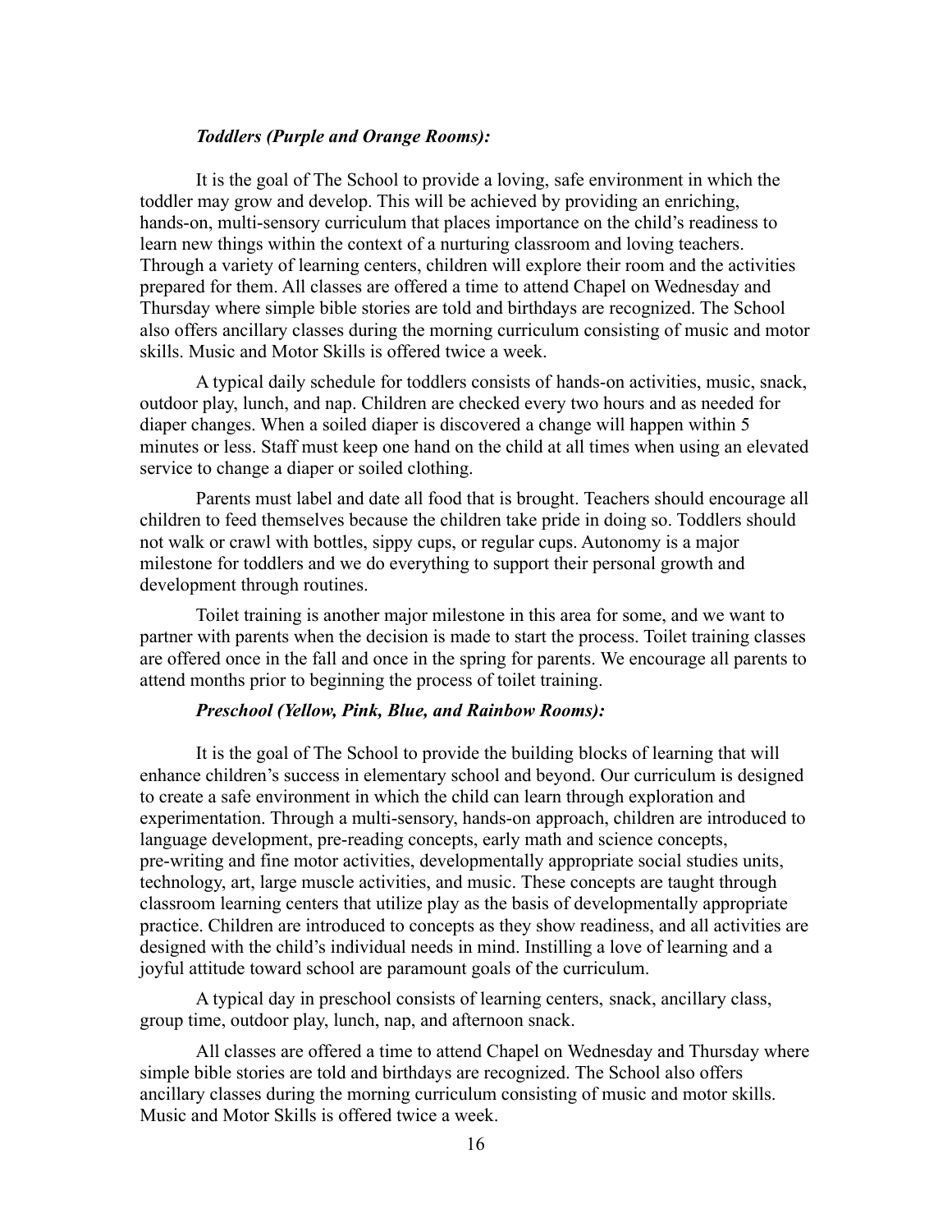### *Toddlers (Purple and Orange Rooms):*

It is the goal of The School to provide a loving, safe environment in which the toddler may grow and develop. This will be achieved by providing an enriching, hands-on, multi-sensory curriculum that places importance on the child's readiness to learn new things within the context of a nurturing classroom and loving teachers. Through a variety of learning centers, children will explore their room and the activities prepared for them. All classes are offered a time to attend Chapel on Wednesday and Thursday where simple bible stories are told and birthdays are recognized. The School also offers ancillary classes during the morning curriculum consisting of music and motor skills. Music and Motor Skills is offered twice a week.

A typical daily schedule for toddlers consists of hands-on activities, music, snack, outdoor play, lunch, and nap. Children are checked every two hours and as needed for diaper changes. When a soiled diaper is discovered a change will happen within 5 minutes or less. Staff must keep one hand on the child at all times when using an elevated service to change a diaper or soiled clothing.

Parents must label and date all food that is brought. Teachers should encourage all children to feed themselves because the children take pride in doing so. Toddlers should not walk or crawl with bottles, sippy cups, or regular cups. Autonomy is a major milestone for toddlers and we do everything to support their personal growth and development through routines.

Toilet training is another major milestone in this area for some, and we want to partner with parents when the decision is made to start the process. Toilet training classes are offered once in the fall and once in the spring for parents. We encourage all parents to attend months prior to beginning the process of toilet training.

### *Preschool (Yellow, Pink, Blue, and Rainbow Rooms):*

It is the goal of The School to provide the building blocks of learning that will enhance children's success in elementary school and beyond. Our curriculum is designed to create a safe environment in which the child can learn through exploration and experimentation. Through a multi-sensory, hands-on approach, children are introduced to language development, pre-reading concepts, early math and science concepts, pre-writing and fine motor activities, developmentally appropriate social studies units, technology, art, large muscle activities, and music. These concepts are taught through classroom learning centers that utilize play as the basis of developmentally appropriate practice. Children are introduced to concepts as they show readiness, and all activities are designed with the child's individual needs in mind. Instilling a love of learning and a joyful attitude toward school are paramount goals of the curriculum.

A typical day in preschool consists of learning centers, snack, ancillary class, group time, outdoor play, lunch, nap, and afternoon snack.

All classes are offered a time to attend Chapel on Wednesday and Thursday where simple bible stories are told and birthdays are recognized. The School also offers ancillary classes during the morning curriculum consisting of music and motor skills. Music and Motor Skills is offered twice a week.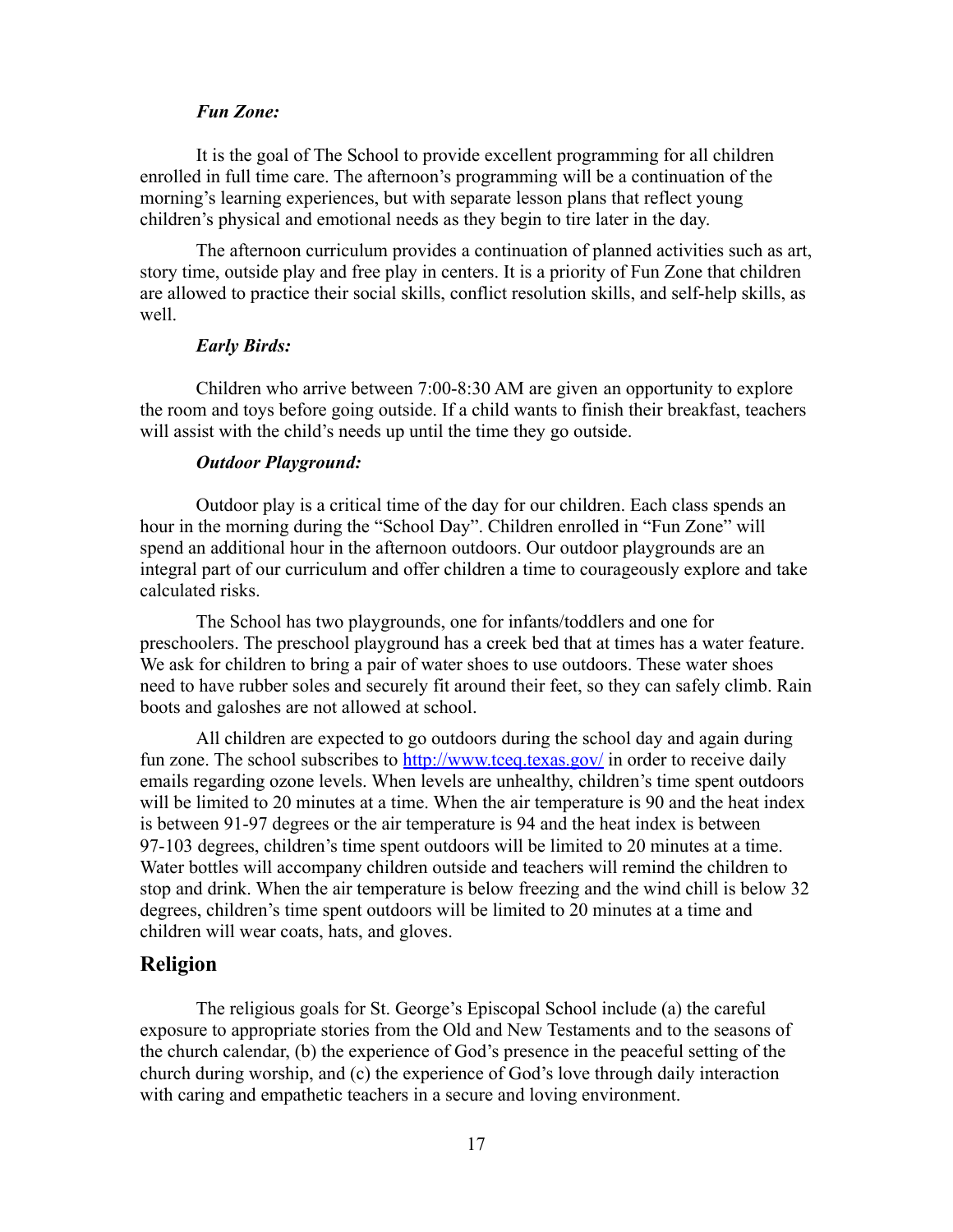***Fun Zone:***

It is the goal of The School to provide excellent programming for all children enrolled in full time care. The afternoon's programming will be a continuation of the morning's learning experiences, but with separate lesson plans that reflect young children's physical and emotional needs as they begin to tire later in the day.

The afternoon curriculum provides a continuation of planned activities such as art, story time, outside play and free play in centers. It is a priority of Fun Zone that children are allowed to practice their social skills, conflict resolution skills, and self-help skills, as well.

***Early Birds:***

Children who arrive between 7:00-8:30 AM are given an opportunity to explore the room and toys before going outside. If a child wants to finish their breakfast, teachers will assist with the child's needs up until the time they go outside.

***Outdoor Playground:***

Outdoor play is a critical time of the day for our children. Each class spends an hour in the morning during the "School Day". Children enrolled in "Fun Zone" will spend an additional hour in the afternoon outdoors. Our outdoor playgrounds are an integral part of our curriculum and offer children a time to courageously explore and take calculated risks.

The School has two playgrounds, one for infants/toddlers and one for preschoolers. The preschool playground has a creek bed that at times has a water feature. We ask for children to bring a pair of water shoes to use outdoors. These water shoes need to have rubber soles and securely fit around their feet, so they can safely climb. Rain boots and galoshes are not allowed at school.

All children are expected to go outdoors during the school day and again during fun zone. The school subscribes to [http://www.tceq.texas.gov/](http://www.tceq.texas.gov/) in order to receive daily emails regarding ozone levels. When levels are unhealthy, children's time spent outdoors will be limited to 20 minutes at a time. When the air temperature is 90 and the heat index is between 91-97 degrees or the air temperature is 94 and the heat index is between 97-103 degrees, children's time spent outdoors will be limited to 20 minutes at a time. Water bottles will accompany children outside and teachers will remind the children to stop and drink. When the air temperature is below freezing and the wind chill is below 32 degrees, children's time spent outdoors will be limited to 20 minutes at a time and children will wear coats, hats, and gloves.

## Religion

The religious goals for St. George's Episcopal School include (a) the careful exposure to appropriate stories from the Old and New Testaments and to the seasons of the church calendar, (b) the experience of God's presence in the peaceful setting of the church during worship, and (c) the experience of God's love through daily interaction with caring and empathetic teachers in a secure and loving environment.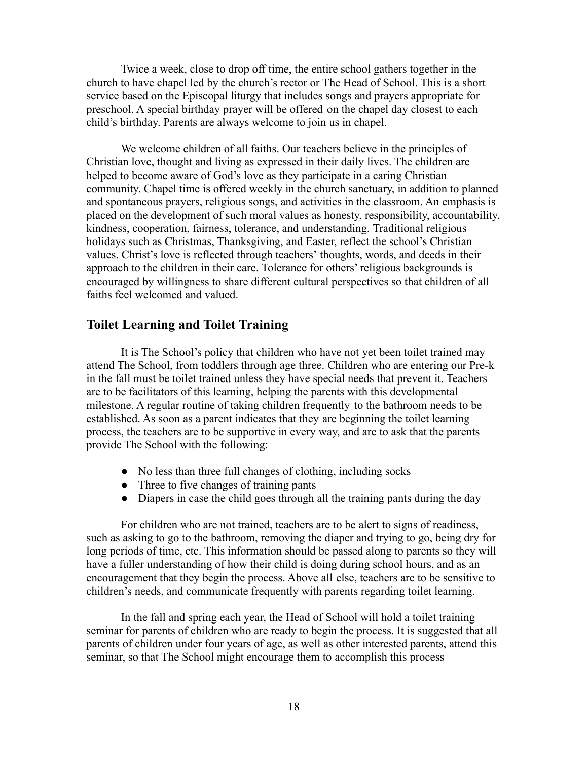Twice a week, close to drop off time, the entire school gathers together in the church to have chapel led by the church's rector or The Head of School. This is a short service based on the Episcopal liturgy that includes songs and prayers appropriate for preschool. A special birthday prayer will be offered on the chapel day closest to each child's birthday. Parents are always welcome to join us in chapel.

We welcome children of all faiths. Our teachers believe in the principles of Christian love, thought and living as expressed in their daily lives. The children are helped to become aware of God's love as they participate in a caring Christian community. Chapel time is offered weekly in the church sanctuary, in addition to planned and spontaneous prayers, religious songs, and activities in the classroom. An emphasis is placed on the development of such moral values as honesty, responsibility, accountability, kindness, cooperation, fairness, tolerance, and understanding. Traditional religious holidays such as Christmas, Thanksgiving, and Easter, reflect the school's Christian values. Christ's love is reflected through teachers' thoughts, words, and deeds in their approach to the children in their care. Tolerance for others' religious backgrounds is encouraged by willingness to share different cultural perspectives so that children of all faiths feel welcomed and valued.

## Toilet Learning and Toilet Training

It is The School's policy that children who have not yet been toilet trained may attend The School, from toddlers through age three. Children who are entering our Pre-k in the fall must be toilet trained unless they have special needs that prevent it. Teachers are to be facilitators of this learning, helping the parents with this developmental milestone. A regular routine of taking children frequently to the bathroom needs to be established. As soon as a parent indicates that they are beginning the toilet learning process, the teachers are to be supportive in every way, and are to ask that the parents provide The School with the following:

- No less than three full changes of clothing, including socks
- Three to five changes of training pants
- Diapers in case the child goes through all the training pants during the day

For children who are not trained, teachers are to be alert to signs of readiness, such as asking to go to the bathroom, removing the diaper and trying to go, being dry for long periods of time, etc. This information should be passed along to parents so they will have a fuller understanding of how their child is doing during school hours, and as an encouragement that they begin the process. Above all else, teachers are to be sensitive to children's needs, and communicate frequently with parents regarding toilet learning.

In the fall and spring each year, the Head of School will hold a toilet training seminar for parents of children who are ready to begin the process. It is suggested that all parents of children under four years of age, as well as other interested parents, attend this seminar, so that The School might encourage them to accomplish this process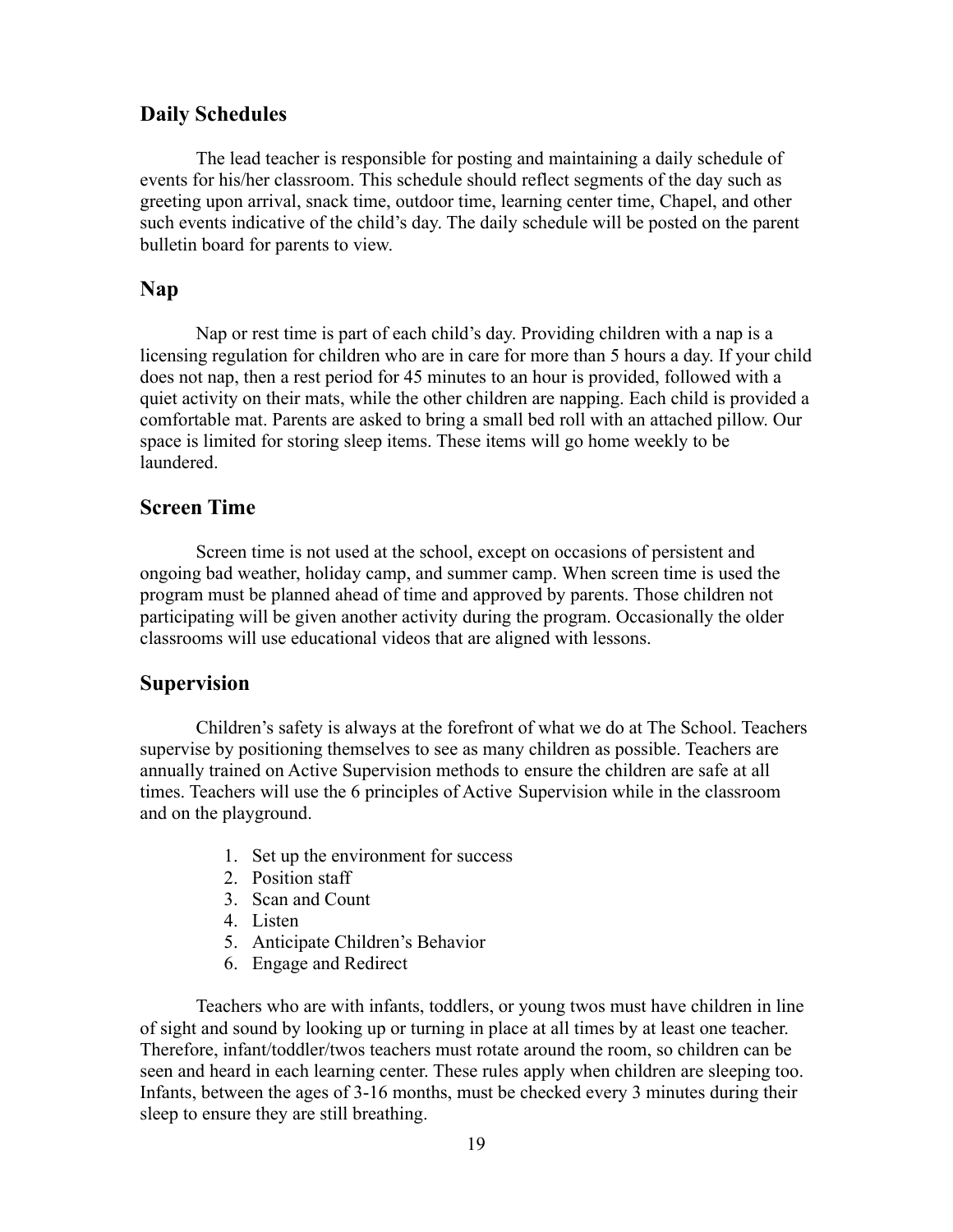## Daily Schedules

The lead teacher is responsible for posting and maintaining a daily schedule of events for his/her classroom. This schedule should reflect segments of the day such as greeting upon arrival, snack time, outdoor time, learning center time, Chapel, and other such events indicative of the child's day. The daily schedule will be posted on the parent bulletin board for parents to view.

## Nap

Nap or rest time is part of each child's day. Providing children with a nap is a licensing regulation for children who are in care for more than 5 hours a day. If your child does not nap, then a rest period for 45 minutes to an hour is provided, followed with a quiet activity on their mats, while the other children are napping. Each child is provided a comfortable mat. Parents are asked to bring a small bed roll with an attached pillow. Our space is limited for storing sleep items. These items will go home weekly to be laundered.

## Screen Time

Screen time is not used at the school, except on occasions of persistent and ongoing bad weather, holiday camp, and summer camp. When screen time is used the program must be planned ahead of time and approved by parents. Those children not participating will be given another activity during the program. Occasionally the older classrooms will use educational videos that are aligned with lessons.

## Supervision

Children's safety is always at the forefront of what we do at The School. Teachers supervise by positioning themselves to see as many children as possible. Teachers are annually trained on Active Supervision methods to ensure the children are safe at all times. Teachers will use the 6 principles of Active Supervision while in the classroom and on the playground.

1. Set up the environment for success
2. Position staff
3. Scan and Count
4. Listen
5. Anticipate Children's Behavior
6. Engage and Redirect

Teachers who are with infants, toddlers, or young twos must have children in line of sight and sound by looking up or turning in place at all times by at least one teacher. Therefore, infant/toddler/twos teachers must rotate around the room, so children can be seen and heard in each learning center. These rules apply when children are sleeping too. Infants, between the ages of 3-16 months, must be checked every 3 minutes during their sleep to ensure they are still breathing.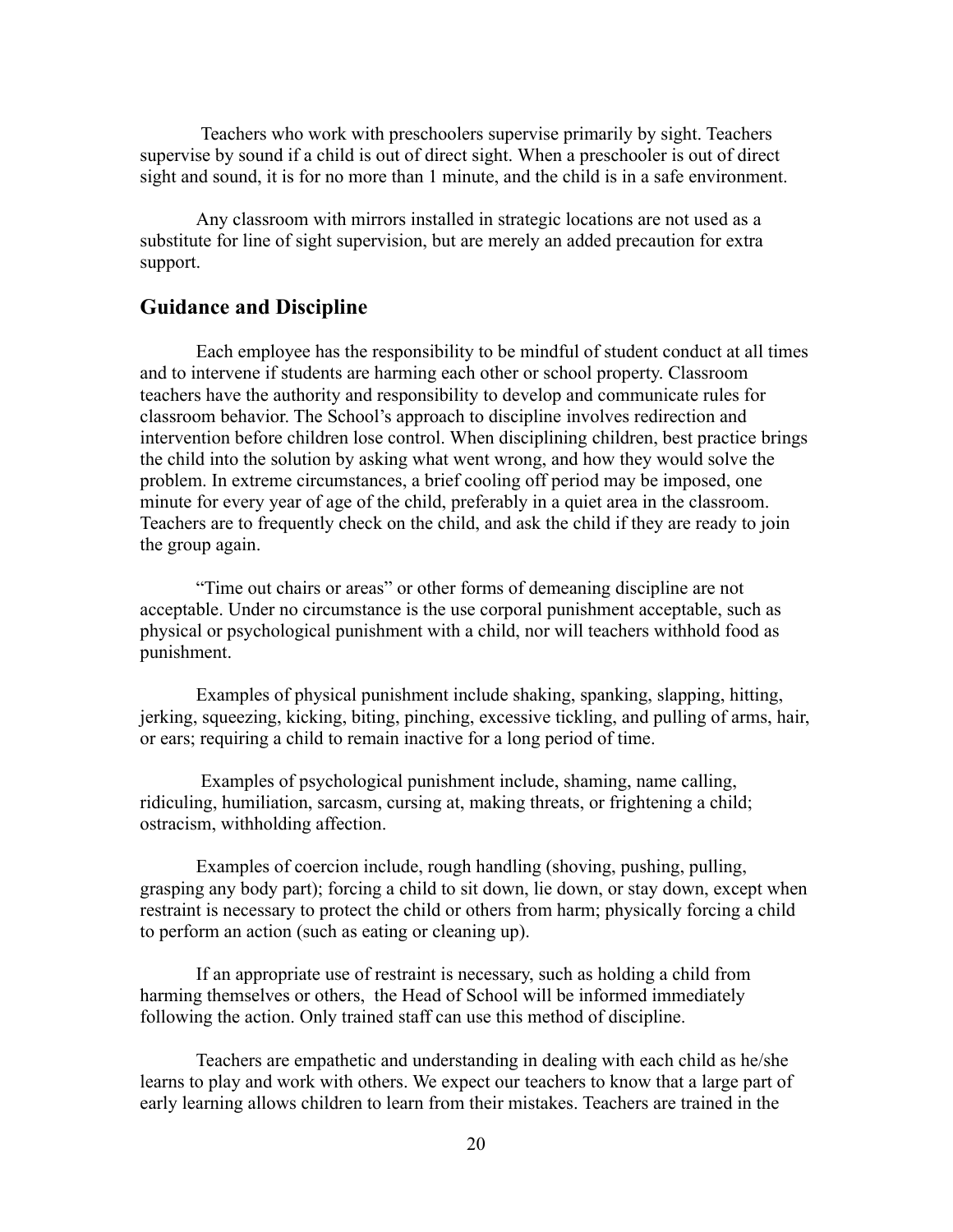Teachers who work with preschoolers supervise primarily by sight. Teachers supervise by sound if a child is out of direct sight. When a preschooler is out of direct sight and sound, it is for no more than 1 minute, and the child is in a safe environment.

Any classroom with mirrors installed in strategic locations are not used as a substitute for line of sight supervision, but are merely an added precaution for extra support.

## Guidance and Discipline

Each employee has the responsibility to be mindful of student conduct at all times and to intervene if students are harming each other or school property. Classroom teachers have the authority and responsibility to develop and communicate rules for classroom behavior. The School's approach to discipline involves redirection and intervention before children lose control. When disciplining children, best practice brings the child into the solution by asking what went wrong, and how they would solve the problem. In extreme circumstances, a brief cooling off period may be imposed, one minute for every year of age of the child, preferably in a quiet area in the classroom. Teachers are to frequently check on the child, and ask the child if they are ready to join the group again.

"Time out chairs or areas" or other forms of demeaning discipline are not acceptable. Under no circumstance is the use corporal punishment acceptable, such as physical or psychological punishment with a child, nor will teachers withhold food as punishment.

Examples of physical punishment include shaking, spanking, slapping, hitting, jerking, squeezing, kicking, biting, pinching, excessive tickling, and pulling of arms, hair, or ears; requiring a child to remain inactive for a long period of time.

Examples of psychological punishment include, shaming, name calling, ridiculing, humiliation, sarcasm, cursing at, making threats, or frightening a child; ostracism, withholding affection.

Examples of coercion include, rough handling (shoving, pushing, pulling, grasping any body part); forcing a child to sit down, lie down, or stay down, except when restraint is necessary to protect the child or others from harm; physically forcing a child to perform an action (such as eating or cleaning up).

If an appropriate use of restraint is necessary, such as holding a child from harming themselves or others, the Head of School will be informed immediately following the action. Only trained staff can use this method of discipline.

Teachers are empathetic and understanding in dealing with each child as he/she learns to play and work with others. We expect our teachers to know that a large part of early learning allows children to learn from their mistakes. Teachers are trained in the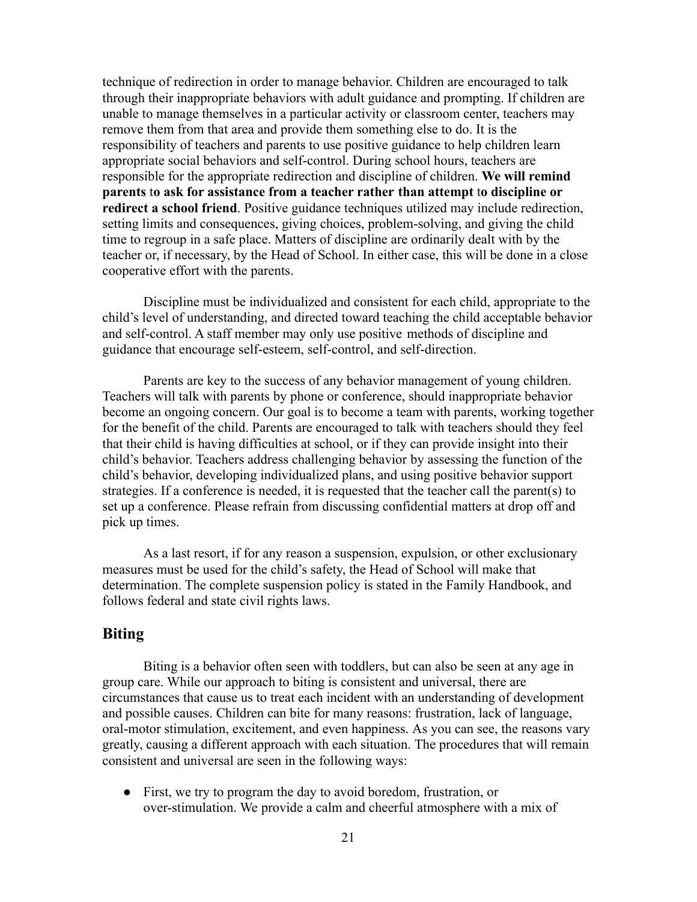technique of redirection in order to manage behavior. Children are encouraged to talk through their inappropriate behaviors with adult guidance and prompting. If children are unable to manage themselves in a particular activity or classroom center, teachers may remove them from that area and provide them something else to do. It is the responsibility of teachers and parents to use positive guidance to help children learn appropriate social behaviors and self-control. During school hours, teachers are responsible for the appropriate redirection and discipline of children. **We will remind parents to ask for assistance from a teacher rather than attempt to discipline or redirect a school friend**. Positive guidance techniques utilized may include redirection, setting limits and consequences, giving choices, problem-solving, and giving the child time to regroup in a safe place. Matters of discipline are ordinarily dealt with by the teacher or, if necessary, by the Head of School. In either case, this will be done in a close cooperative effort with the parents.

Discipline must be individualized and consistent for each child, appropriate to the child's level of understanding, and directed toward teaching the child acceptable behavior and self-control. A staff member may only use positive methods of discipline and guidance that encourage self-esteem, self-control, and self-direction.

Parents are key to the success of any behavior management of young children. Teachers will talk with parents by phone or conference, should inappropriate behavior become an ongoing concern. Our goal is to become a team with parents, working together for the benefit of the child. Parents are encouraged to talk with teachers should they feel that their child is having difficulties at school, or if they can provide insight into their child's behavior. Teachers address challenging behavior by assessing the function of the child's behavior, developing individualized plans, and using positive behavior support strategies. If a conference is needed, it is requested that the teacher call the parent(s) to set up a conference. Please refrain from discussing confidential matters at drop off and pick up times.

As a last resort, if for any reason a suspension, expulsion, or other exclusionary measures must be used for the child's safety, the Head of School will make that determination. The complete suspension policy is stated in the Family Handbook, and follows federal and state civil rights laws.

## Biting

Biting is a behavior often seen with toddlers, but can also be seen at any age in group care. While our approach to biting is consistent and universal, there are circumstances that cause us to treat each incident with an understanding of development and possible causes. Children can bite for many reasons: frustration, lack of language, oral-motor stimulation, excitement, and even happiness. As you can see, the reasons vary greatly, causing a different approach with each situation. The procedures that will remain consistent and universal are seen in the following ways:

- First, we try to program the day to avoid boredom, frustration, or over-stimulation. We provide a calm and cheerful atmosphere with a mix of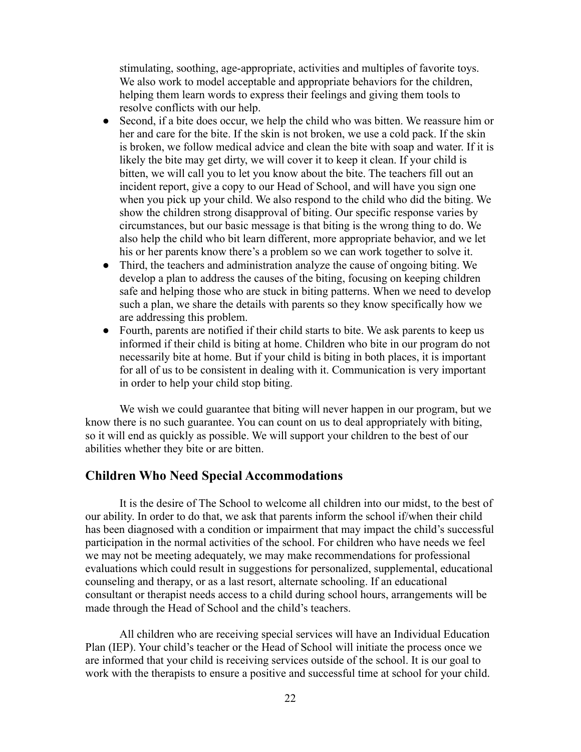stimulating, soothing, age-appropriate, activities and multiples of favorite toys. We also work to model acceptable and appropriate behaviors for the children, helping them learn words to express their feelings and giving them tools to resolve conflicts with our help.

- Second, if a bite does occur, we help the child who was bitten. We reassure him or her and care for the bite. If the skin is not broken, we use a cold pack. If the skin is broken, we follow medical advice and clean the bite with soap and water. If it is likely the bite may get dirty, we will cover it to keep it clean. If your child is bitten, we will call you to let you know about the bite. The teachers fill out an incident report, give a copy to our Head of School, and will have you sign one when you pick up your child. We also respond to the child who did the biting. We show the children strong disapproval of biting. Our specific response varies by circumstances, but our basic message is that biting is the wrong thing to do. We also help the child who bit learn different, more appropriate behavior, and we let his or her parents know there's a problem so we can work together to solve it.
- Third, the teachers and administration analyze the cause of ongoing biting. We develop a plan to address the causes of the biting, focusing on keeping children safe and helping those who are stuck in biting patterns. When we need to develop such a plan, we share the details with parents so they know specifically how we are addressing this problem.
- Fourth, parents are notified if their child starts to bite. We ask parents to keep us informed if their child is biting at home. Children who bite in our program do not necessarily bite at home. But if your child is biting in both places, it is important for all of us to be consistent in dealing with it. Communication is very important in order to help your child stop biting.

We wish we could guarantee that biting will never happen in our program, but we know there is no such guarantee. You can count on us to deal appropriately with biting, so it will end as quickly as possible. We will support your children to the best of our abilities whether they bite or are bitten.

## Children Who Need Special Accommodations

It is the desire of The School to welcome all children into our midst, to the best of our ability. In order to do that, we ask that parents inform the school if/when their child has been diagnosed with a condition or impairment that may impact the child's successful participation in the normal activities of the school. For children who have needs we feel we may not be meeting adequately, we may make recommendations for professional evaluations which could result in suggestions for personalized, supplemental, educational counseling and therapy, or as a last resort, alternate schooling. If an educational consultant or therapist needs access to a child during school hours, arrangements will be made through the Head of School and the child's teachers.

All children who are receiving special services will have an Individual Education Plan (IEP). Your child's teacher or the Head of School will initiate the process once we are informed that your child is receiving services outside of the school. It is our goal to work with the therapists to ensure a positive and successful time at school for your child.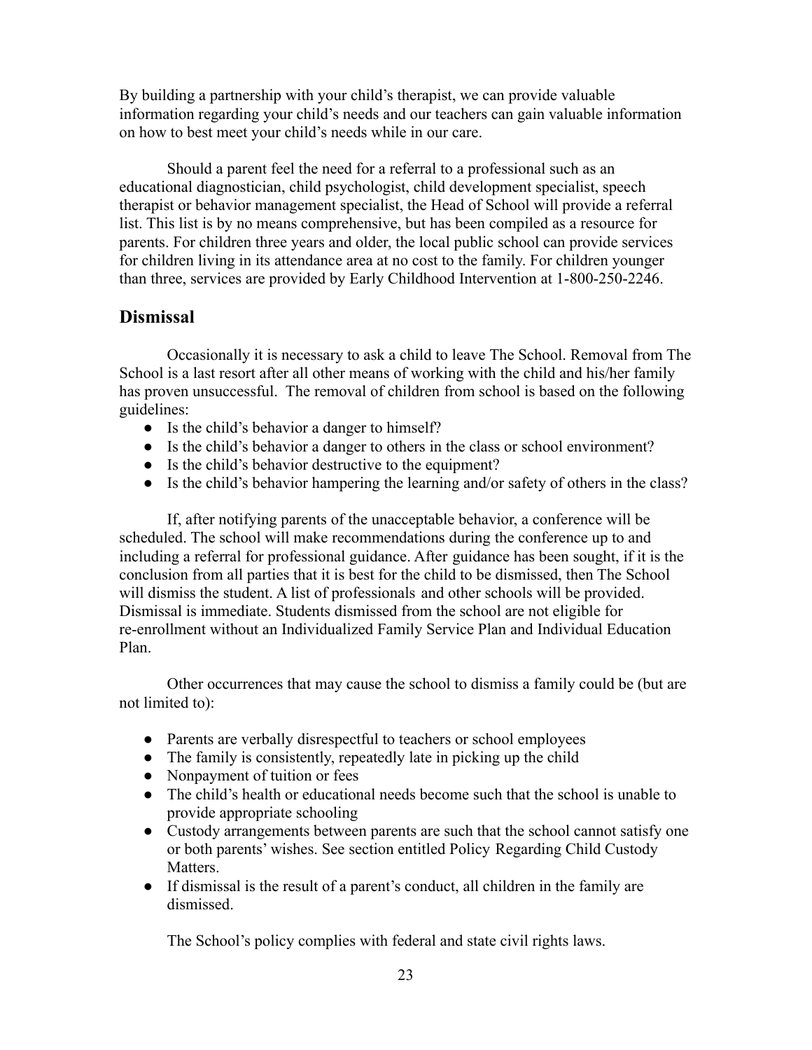By building a partnership with your child's therapist, we can provide valuable information regarding your child's needs and our teachers can gain valuable information on how to best meet your child's needs while in our care.

Should a parent feel the need for a referral to a professional such as an educational diagnostician, child psychologist, child development specialist, speech therapist or behavior management specialist, the Head of School will provide a referral list. This list is by no means comprehensive, but has been compiled as a resource for parents. For children three years and older, the local public school can provide services for children living in its attendance area at no cost to the family. For children younger than three, services are provided by Early Childhood Intervention at 1-800-250-2246.

## Dismissal

Occasionally it is necessary to ask a child to leave The School. Removal from The School is a last resort after all other means of working with the child and his/her family has proven unsuccessful. The removal of children from school is based on the following guidelines:

- Is the child's behavior a danger to himself?
- Is the child's behavior a danger to others in the class or school environment?
- Is the child's behavior destructive to the equipment?
- Is the child's behavior hampering the learning and/or safety of others in the class?

If, after notifying parents of the unacceptable behavior, a conference will be scheduled. The school will make recommendations during the conference up to and including a referral for professional guidance. After guidance has been sought, if it is the conclusion from all parties that it is best for the child to be dismissed, then The School will dismiss the student. A list of professionals and other schools will be provided. Dismissal is immediate. Students dismissed from the school are not eligible for re-enrollment without an Individualized Family Service Plan and Individual Education Plan.

Other occurrences that may cause the school to dismiss a family could be (but are not limited to):

- Parents are verbally disrespectful to teachers or school employees
- The family is consistently, repeatedly late in picking up the child
- Nonpayment of tuition or fees
- The child's health or educational needs become such that the school is unable to provide appropriate schooling
- Custody arrangements between parents are such that the school cannot satisfy one or both parents' wishes. See section entitled Policy Regarding Child Custody Matters.
- If dismissal is the result of a parent's conduct, all children in the family are dismissed.

The School's policy complies with federal and state civil rights laws.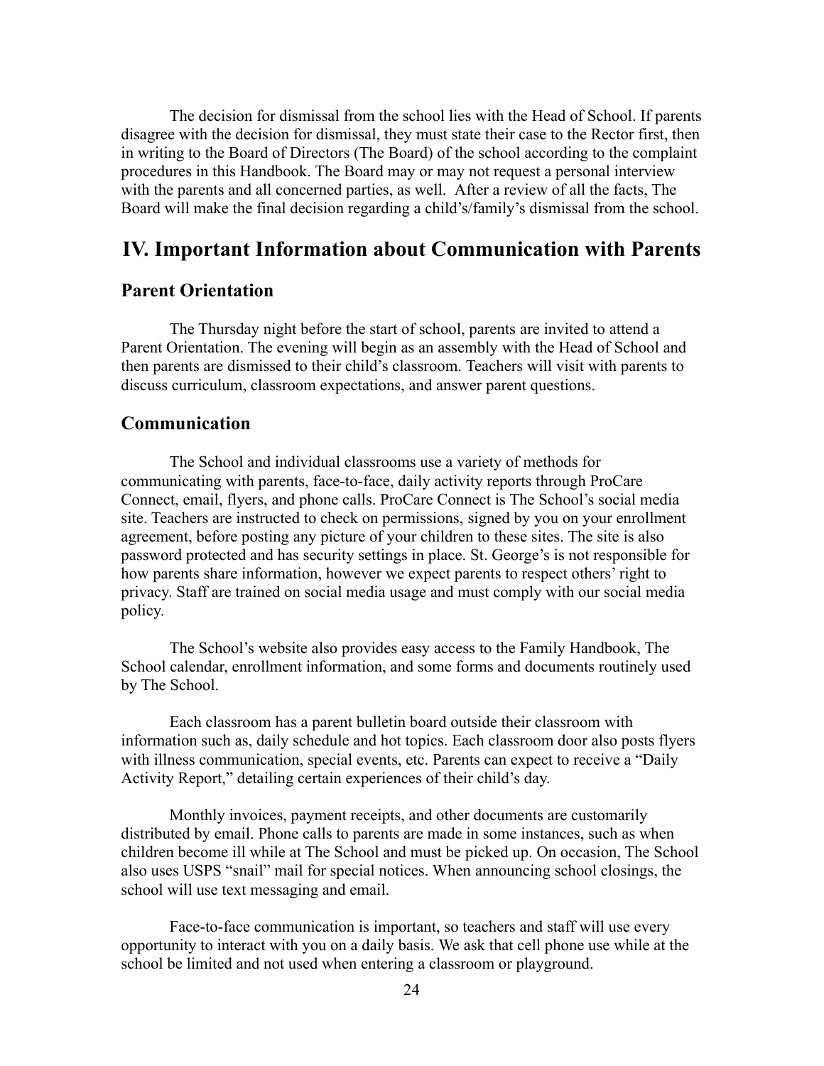The decision for dismissal from the school lies with the Head of School. If parents disagree with the decision for dismissal, they must state their case to the Rector first, then in writing to the Board of Directors (The Board) of the school according to the complaint procedures in this Handbook. The Board may or may not request a personal interview with the parents and all concerned parties, as well. After a review of all the facts, The Board will make the final decision regarding a child's/family's dismissal from the school.

# IV. Important Information about Communication with Parents

## Parent Orientation

The Thursday night before the start of school, parents are invited to attend a Parent Orientation. The evening will begin as an assembly with the Head of School and then parents are dismissed to their child's classroom. Teachers will visit with parents to discuss curriculum, classroom expectations, and answer parent questions.

## Communication

The School and individual classrooms use a variety of methods for communicating with parents, face-to-face, daily activity reports through ProCare Connect, email, flyers, and phone calls. ProCare Connect is The School's social media site. Teachers are instructed to check on permissions, signed by you on your enrollment agreement, before posting any picture of your children to these sites. The site is also password protected and has security settings in place. St. George's is not responsible for how parents share information, however we expect parents to respect others' right to privacy. Staff are trained on social media usage and must comply with our social media policy.

The School's website also provides easy access to the Family Handbook, The School calendar, enrollment information, and some forms and documents routinely used by The School.

Each classroom has a parent bulletin board outside their classroom with information such as, daily schedule and hot topics. Each classroom door also posts flyers with illness communication, special events, etc. Parents can expect to receive a "Daily Activity Report," detailing certain experiences of their child's day.

Monthly invoices, payment receipts, and other documents are customarily distributed by email. Phone calls to parents are made in some instances, such as when children become ill while at The School and must be picked up. On occasion, The School also uses USPS "snail" mail for special notices. When announcing school closings, the school will use text messaging and email.

Face-to-face communication is important, so teachers and staff will use every opportunity to interact with you on a daily basis. We ask that cell phone use while at the school be limited and not used when entering a classroom or playground.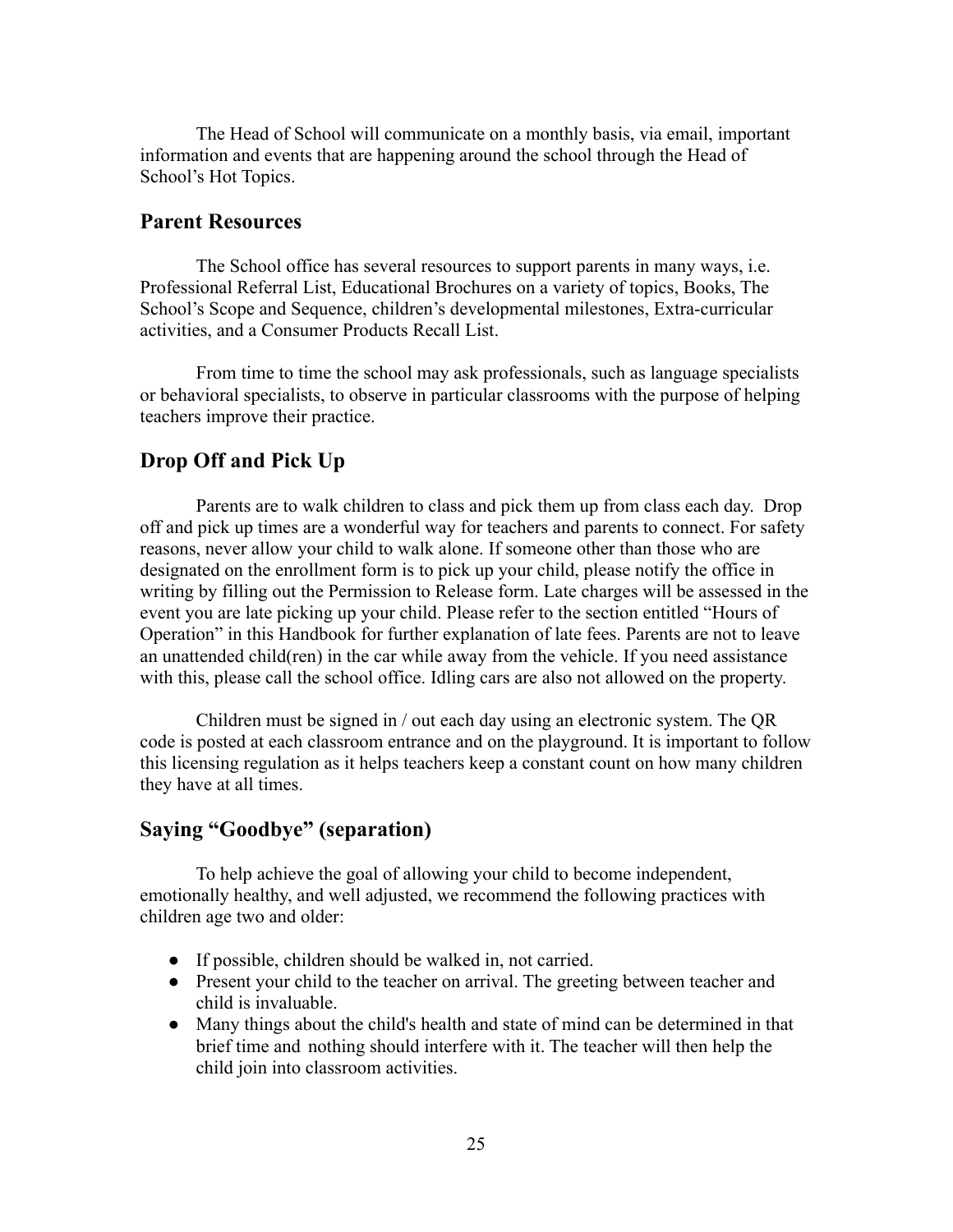The Head of School will communicate on a monthly basis, via email, important information and events that are happening around the school through the Head of School's Hot Topics.

## Parent Resources

The School office has several resources to support parents in many ways, i.e. Professional Referral List, Educational Brochures on a variety of topics, Books, The School's Scope and Sequence, children's developmental milestones, Extra-curricular activities, and a Consumer Products Recall List.

From time to time the school may ask professionals, such as language specialists or behavioral specialists, to observe in particular classrooms with the purpose of helping teachers improve their practice.

## Drop Off and Pick Up

Parents are to walk children to class and pick them up from class each day. Drop off and pick up times are a wonderful way for teachers and parents to connect. For safety reasons, never allow your child to walk alone. If someone other than those who are designated on the enrollment form is to pick up your child, please notify the office in writing by filling out the Permission to Release form. Late charges will be assessed in the event you are late picking up your child. Please refer to the section entitled "Hours of Operation" in this Handbook for further explanation of late fees. Parents are not to leave an unattended child(ren) in the car while away from the vehicle. If you need assistance with this, please call the school office. Idling cars are also not allowed on the property.

Children must be signed in / out each day using an electronic system. The QR code is posted at each classroom entrance and on the playground. It is important to follow this licensing regulation as it helps teachers keep a constant count on how many children they have at all times.

## Saying "Goodbye" (separation)

To help achieve the goal of allowing your child to become independent, emotionally healthy, and well adjusted, we recommend the following practices with children age two and older:

- If possible, children should be walked in, not carried.
- Present your child to the teacher on arrival. The greeting between teacher and child is invaluable.
- Many things about the child's health and state of mind can be determined in that brief time and nothing should interfere with it. The teacher will then help the child join into classroom activities.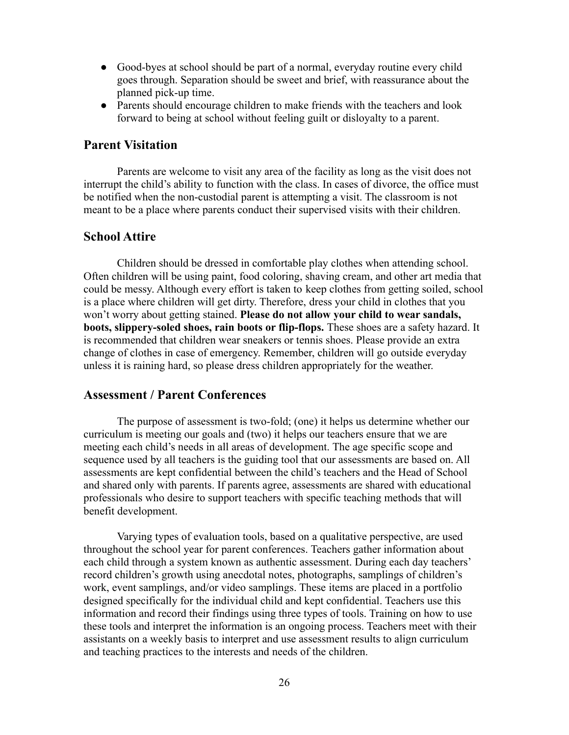- Good-byes at school should be part of a normal, everyday routine every child goes through. Separation should be sweet and brief, with reassurance about the planned pick-up time.
- Parents should encourage children to make friends with the teachers and look forward to being at school without feeling guilt or disloyalty to a parent.

## Parent Visitation

Parents are welcome to visit any area of the facility as long as the visit does not interrupt the child's ability to function with the class. In cases of divorce, the office must be notified when the non-custodial parent is attempting a visit. The classroom is not meant to be a place where parents conduct their supervised visits with their children.

## School Attire

Children should be dressed in comfortable play clothes when attending school. Often children will be using paint, food coloring, shaving cream, and other art media that could be messy. Although every effort is taken to keep clothes from getting soiled, school is a place where children will get dirty. Therefore, dress your child in clothes that you won't worry about getting stained. **Please do not allow your child to wear sandals, boots, slippery-soled shoes, rain boots or flip-flops.** These shoes are a safety hazard. It is recommended that children wear sneakers or tennis shoes. Please provide an extra change of clothes in case of emergency. Remember, children will go outside everyday unless it is raining hard, so please dress children appropriately for the weather.

## Assessment / Parent Conferences

The purpose of assessment is two-fold; (one) it helps us determine whether our curriculum is meeting our goals and (two) it helps our teachers ensure that we are meeting each child's needs in all areas of development. The age specific scope and sequence used by all teachers is the guiding tool that our assessments are based on. All assessments are kept confidential between the child's teachers and the Head of School and shared only with parents. If parents agree, assessments are shared with educational professionals who desire to support teachers with specific teaching methods that will benefit development.

Varying types of evaluation tools, based on a qualitative perspective, are used throughout the school year for parent conferences. Teachers gather information about each child through a system known as authentic assessment. During each day teachers' record children's growth using anecdotal notes, photographs, samplings of children's work, event samplings, and/or video samplings. These items are placed in a portfolio designed specifically for the individual child and kept confidential. Teachers use this information and record their findings using three types of tools. Training on how to use these tools and interpret the information is an ongoing process. Teachers meet with their assistants on a weekly basis to interpret and use assessment results to align curriculum and teaching practices to the interests and needs of the children.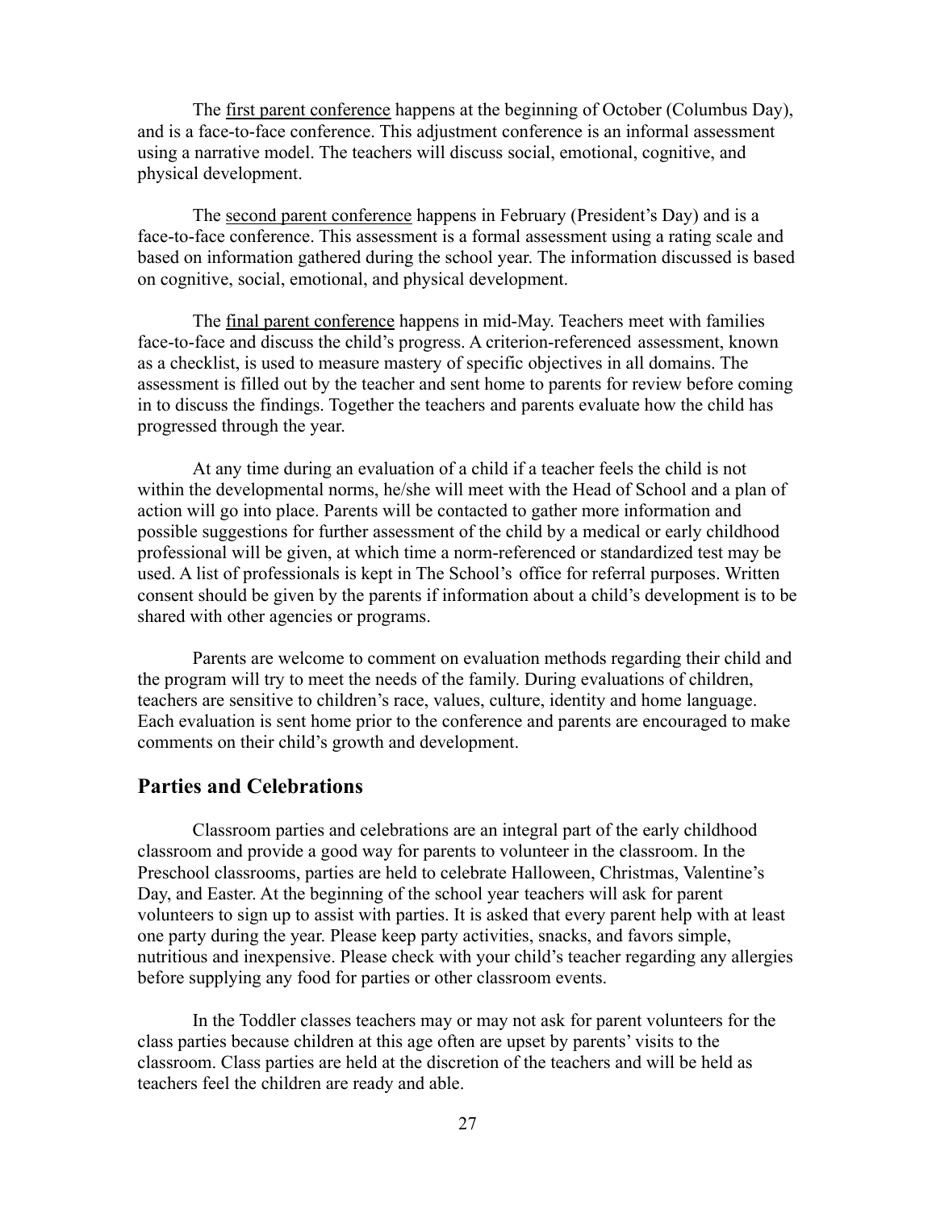The <u>first parent conference</u> happens at the beginning of October (Columbus Day), and is a face-to-face conference. This adjustment conference is an informal assessment using a narrative model. The teachers will discuss social, emotional, cognitive, and physical development.

The <u>second parent conference</u> happens in February (President's Day) and is a face-to-face conference. This assessment is a formal assessment using a rating scale and based on information gathered during the school year. The information discussed is based on cognitive, social, emotional, and physical development.

The <u>final parent conference</u> happens in mid-May. Teachers meet with families face-to-face and discuss the child's progress. A criterion-referenced assessment, known as a checklist, is used to measure mastery of specific objectives in all domains. The assessment is filled out by the teacher and sent home to parents for review before coming in to discuss the findings. Together the teachers and parents evaluate how the child has progressed through the year.

At any time during an evaluation of a child if a teacher feels the child is not within the developmental norms, he/she will meet with the Head of School and a plan of action will go into place. Parents will be contacted to gather more information and possible suggestions for further assessment of the child by a medical or early childhood professional will be given, at which time a norm-referenced or standardized test may be used. A list of professionals is kept in The School's office for referral purposes. Written consent should be given by the parents if information about a child's development is to be shared with other agencies or programs.

Parents are welcome to comment on evaluation methods regarding their child and the program will try to meet the needs of the family. During evaluations of children, teachers are sensitive to children's race, values, culture, identity and home language. Each evaluation is sent home prior to the conference and parents are encouraged to make comments on their child's growth and development.

## Parties and Celebrations

Classroom parties and celebrations are an integral part of the early childhood classroom and provide a good way for parents to volunteer in the classroom. In the Preschool classrooms, parties are held to celebrate Halloween, Christmas, Valentine's Day, and Easter. At the beginning of the school year teachers will ask for parent volunteers to sign up to assist with parties. It is asked that every parent help with at least one party during the year. Please keep party activities, snacks, and favors simple, nutritious and inexpensive. Please check with your child's teacher regarding any allergies before supplying any food for parties or other classroom events.

In the Toddler classes teachers may or may not ask for parent volunteers for the class parties because children at this age often are upset by parents' visits to the classroom. Class parties are held at the discretion of the teachers and will be held as teachers feel the children are ready and able.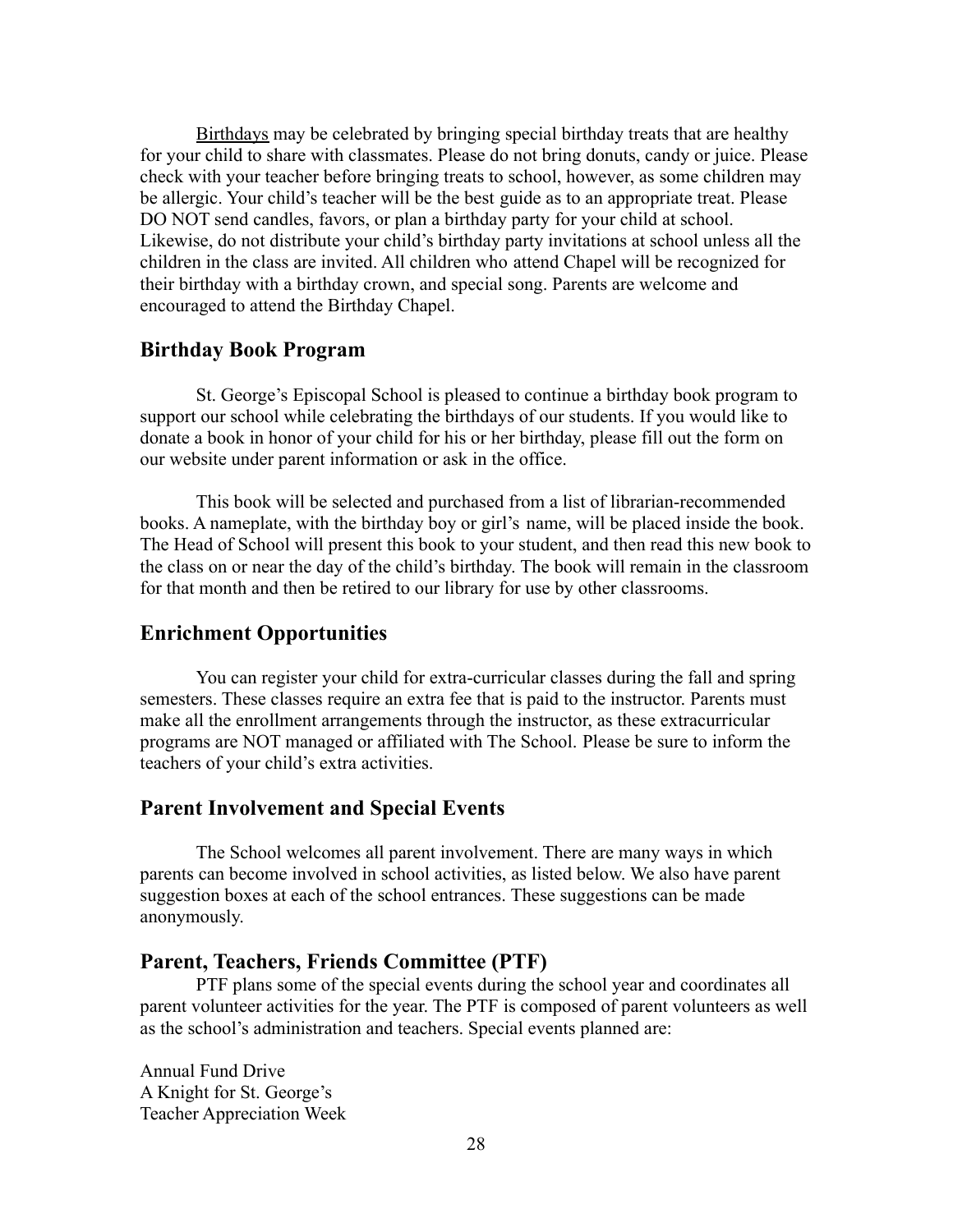Birthdays may be celebrated by bringing special birthday treats that are healthy for your child to share with classmates. Please do not bring donuts, candy or juice. Please check with your teacher before bringing treats to school, however, as some children may be allergic. Your child's teacher will be the best guide as to an appropriate treat. Please DO NOT send candles, favors, or plan a birthday party for your child at school. Likewise, do not distribute your child's birthday party invitations at school unless all the children in the class are invited. All children who attend Chapel will be recognized for their birthday with a birthday crown, and special song. Parents are welcome and encouraged to attend the Birthday Chapel.

## Birthday Book Program

St. George's Episcopal School is pleased to continue a birthday book program to support our school while celebrating the birthdays of our students. If you would like to donate a book in honor of your child for his or her birthday, please fill out the form on our website under parent information or ask in the office.

This book will be selected and purchased from a list of librarian-recommended books. A nameplate, with the birthday boy or girl's name, will be placed inside the book. The Head of School will present this book to your student, and then read this new book to the class on or near the day of the child's birthday. The book will remain in the classroom for that month and then be retired to our library for use by other classrooms.

## Enrichment Opportunities

You can register your child for extra-curricular classes during the fall and spring semesters. These classes require an extra fee that is paid to the instructor. Parents must make all the enrollment arrangements through the instructor, as these extracurricular programs are NOT managed or affiliated with The School. Please be sure to inform the teachers of your child's extra activities.

## Parent Involvement and Special Events

The School welcomes all parent involvement. There are many ways in which parents can become involved in school activities, as listed below. We also have parent suggestion boxes at each of the school entrances. These suggestions can be made anonymously.

## Parent, Teachers, Friends Committee (PTF)

PTF plans some of the special events during the school year and coordinates all parent volunteer activities for the year. The PTF is composed of parent volunteers as well as the school's administration and teachers. Special events planned are:

Annual Fund Drive
A Knight for St. George's
Teacher Appreciation Week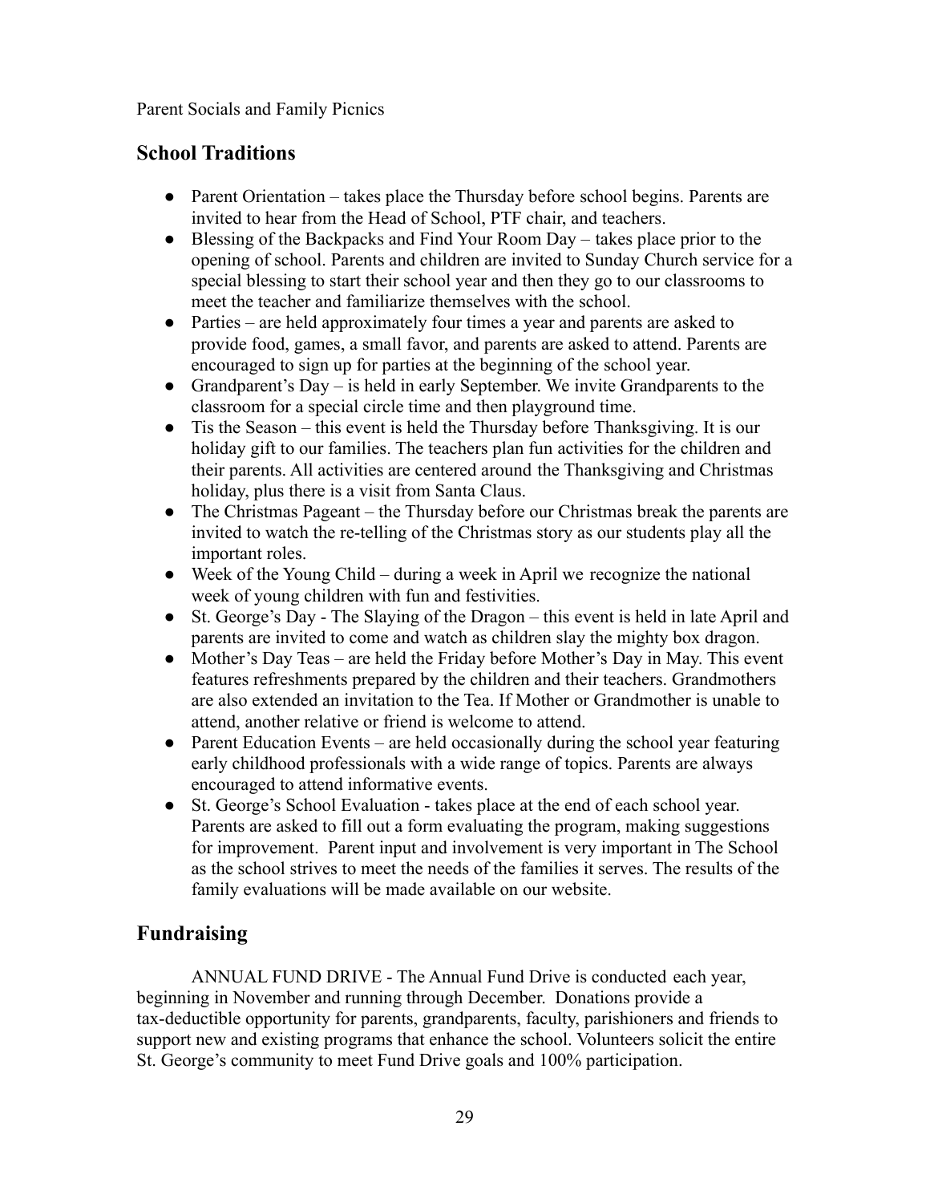Parent Socials and Family Picnics

## School Traditions

- Parent Orientation – takes place the Thursday before school begins. Parents are invited to hear from the Head of School, PTF chair, and teachers.
- Blessing of the Backpacks and Find Your Room Day – takes place prior to the opening of school. Parents and children are invited to Sunday Church service for a special blessing to start their school year and then they go to our classrooms to meet the teacher and familiarize themselves with the school.
- Parties – are held approximately four times a year and parents are asked to provide food, games, a small favor, and parents are asked to attend. Parents are encouraged to sign up for parties at the beginning of the school year.
- Grandparent's Day – is held in early September. We invite Grandparents to the classroom for a special circle time and then playground time.
- Tis the Season – this event is held the Thursday before Thanksgiving. It is our holiday gift to our families. The teachers plan fun activities for the children and their parents. All activities are centered around the Thanksgiving and Christmas holiday, plus there is a visit from Santa Claus.
- The Christmas Pageant – the Thursday before our Christmas break the parents are invited to watch the re-telling of the Christmas story as our students play all the important roles.
- Week of the Young Child – during a week in April we recognize the national week of young children with fun and festivities.
- St. George's Day - The Slaying of the Dragon – this event is held in late April and parents are invited to come and watch as children slay the mighty box dragon.
- Mother's Day Teas – are held the Friday before Mother's Day in May. This event features refreshments prepared by the children and their teachers. Grandmothers are also extended an invitation to the Tea. If Mother or Grandmother is unable to attend, another relative or friend is welcome to attend.
- Parent Education Events – are held occasionally during the school year featuring early childhood professionals with a wide range of topics. Parents are always encouraged to attend informative events.
- St. George's School Evaluation - takes place at the end of each school year. Parents are asked to fill out a form evaluating the program, making suggestions for improvement. Parent input and involvement is very important in The School as the school strives to meet the needs of the families it serves. The results of the family evaluations will be made available on our website.

## Fundraising

ANNUAL FUND DRIVE - The Annual Fund Drive is conducted each year, beginning in November and running through December. Donations provide a tax-deductible opportunity for parents, grandparents, faculty, parishioners and friends to support new and existing programs that enhance the school. Volunteers solicit the entire St. George's community to meet Fund Drive goals and 100% participation.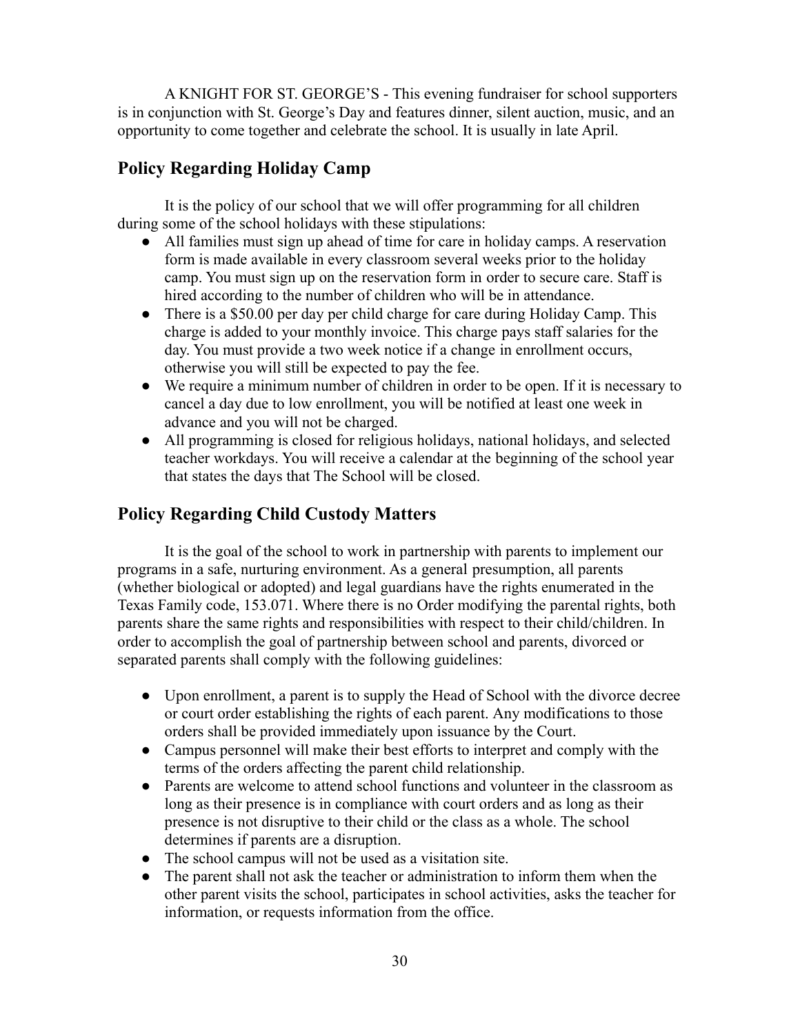A KNIGHT FOR ST. GEORGE'S - This evening fundraiser for school supporters is in conjunction with St. George's Day and features dinner, silent auction, music, and an opportunity to come together and celebrate the school. It is usually in late April.

## Policy Regarding Holiday Camp

It is the policy of our school that we will offer programming for all children during some of the school holidays with these stipulations:

- All families must sign up ahead of time for care in holiday camps. A reservation form is made available in every classroom several weeks prior to the holiday camp. You must sign up on the reservation form in order to secure care. Staff is hired according to the number of children who will be in attendance.
- There is a $50.00 per day per child charge for care during Holiday Camp. This charge is added to your monthly invoice. This charge pays staff salaries for the day. You must provide a two week notice if a change in enrollment occurs, otherwise you will still be expected to pay the fee.
- We require a minimum number of children in order to be open. If it is necessary to cancel a day due to low enrollment, you will be notified at least one week in advance and you will not be charged.
- All programming is closed for religious holidays, national holidays, and selected teacher workdays. You will receive a calendar at the beginning of the school year that states the days that The School will be closed.

## Policy Regarding Child Custody Matters

It is the goal of the school to work in partnership with parents to implement our programs in a safe, nurturing environment. As a general presumption, all parents (whether biological or adopted) and legal guardians have the rights enumerated in the Texas Family code, 153.071. Where there is no Order modifying the parental rights, both parents share the same rights and responsibilities with respect to their child/children. In order to accomplish the goal of partnership between school and parents, divorced or separated parents shall comply with the following guidelines:

- Upon enrollment, a parent is to supply the Head of School with the divorce decree or court order establishing the rights of each parent. Any modifications to those orders shall be provided immediately upon issuance by the Court.
- Campus personnel will make their best efforts to interpret and comply with the terms of the orders affecting the parent child relationship.
- Parents are welcome to attend school functions and volunteer in the classroom as long as their presence is in compliance with court orders and as long as their presence is not disruptive to their child or the class as a whole. The school determines if parents are a disruption.
- The school campus will not be used as a visitation site.
- The parent shall not ask the teacher or administration to inform them when the other parent visits the school, participates in school activities, asks the teacher for information, or requests information from the office.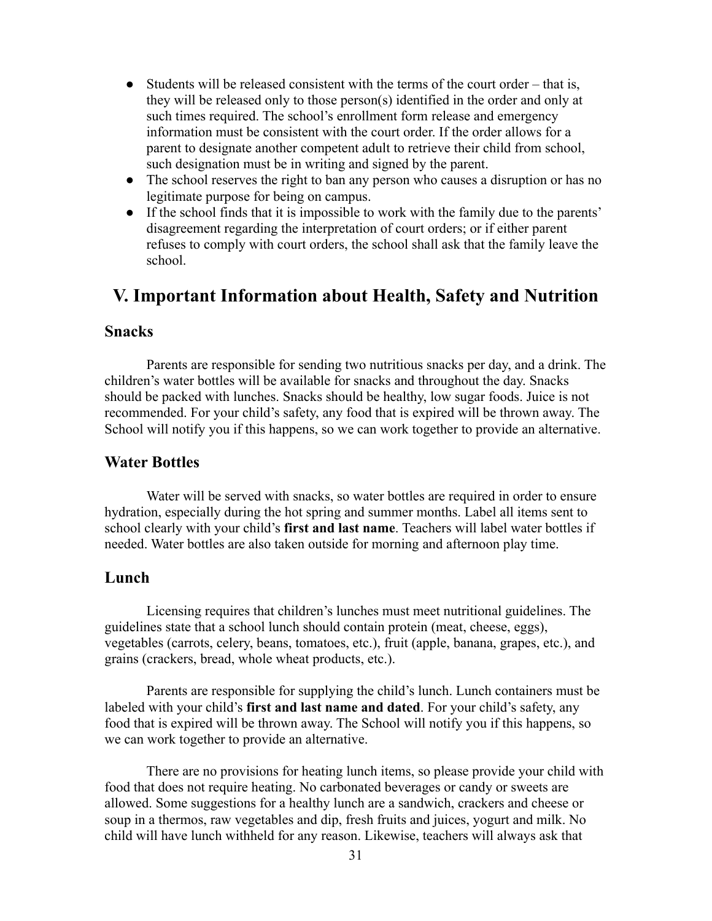- Students will be released consistent with the terms of the court order – that is, they will be released only to those person(s) identified in the order and only at such times required. The school's enrollment form release and emergency information must be consistent with the court order. If the order allows for a parent to designate another competent adult to retrieve their child from school, such designation must be in writing and signed by the parent.
- The school reserves the right to ban any person who causes a disruption or has no legitimate purpose for being on campus.
- If the school finds that it is impossible to work with the family due to the parents' disagreement regarding the interpretation of court orders; or if either parent refuses to comply with court orders, the school shall ask that the family leave the school.

# V. Important Information about Health, Safety and Nutrition

## Snacks

Parents are responsible for sending two nutritious snacks per day, and a drink. The children's water bottles will be available for snacks and throughout the day. Snacks should be packed with lunches. Snacks should be healthy, low sugar foods. Juice is not recommended. For your child's safety, any food that is expired will be thrown away. The School will notify you if this happens, so we can work together to provide an alternative.

## Water Bottles

Water will be served with snacks, so water bottles are required in order to ensure hydration, especially during the hot spring and summer months. Label all items sent to school clearly with your child's **first and last name**. Teachers will label water bottles if needed. Water bottles are also taken outside for morning and afternoon play time.

## Lunch

Licensing requires that children's lunches must meet nutritional guidelines. The guidelines state that a school lunch should contain protein (meat, cheese, eggs), vegetables (carrots, celery, beans, tomatoes, etc.), fruit (apple, banana, grapes, etc.), and grains (crackers, bread, whole wheat products, etc.).

Parents are responsible for supplying the child's lunch. Lunch containers must be labeled with your child's **first and last name and dated**. For your child's safety, any food that is expired will be thrown away. The School will notify you if this happens, so we can work together to provide an alternative.

There are no provisions for heating lunch items, so please provide your child with food that does not require heating. No carbonated beverages or candy or sweets are allowed. Some suggestions for a healthy lunch are a sandwich, crackers and cheese or soup in a thermos, raw vegetables and dip, fresh fruits and juices, yogurt and milk. No child will have lunch withheld for any reason. Likewise, teachers will always ask that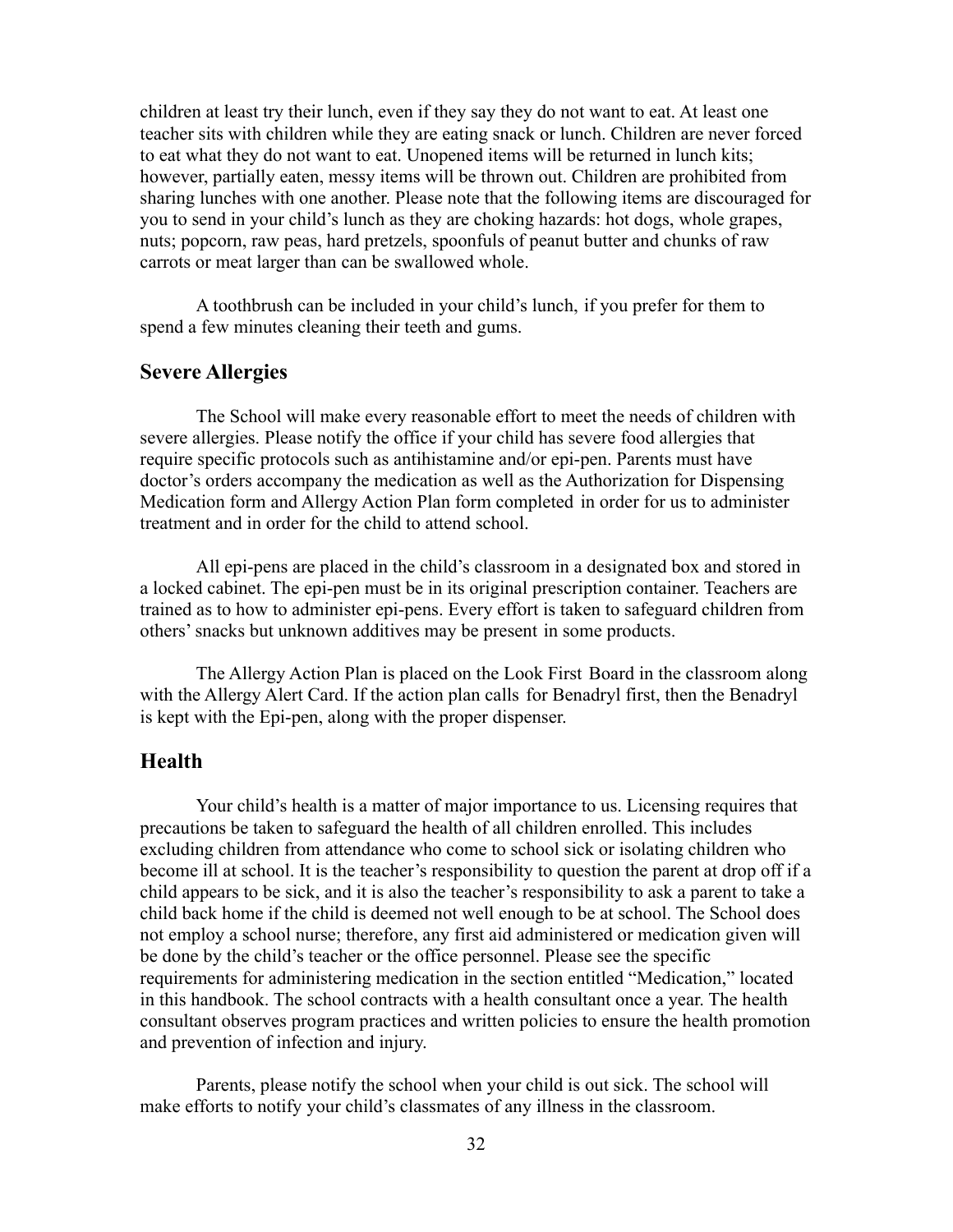children at least try their lunch, even if they say they do not want to eat. At least one teacher sits with children while they are eating snack or lunch. Children are never forced to eat what they do not want to eat. Unopened items will be returned in lunch kits; however, partially eaten, messy items will be thrown out. Children are prohibited from sharing lunches with one another. Please note that the following items are discouraged for you to send in your child's lunch as they are choking hazards: hot dogs, whole grapes, nuts; popcorn, raw peas, hard pretzels, spoonfuls of peanut butter and chunks of raw carrots or meat larger than can be swallowed whole.

A toothbrush can be included in your child's lunch, if you prefer for them to spend a few minutes cleaning their teeth and gums.

## Severe Allergies

The School will make every reasonable effort to meet the needs of children with severe allergies. Please notify the office if your child has severe food allergies that require specific protocols such as antihistamine and/or epi-pen. Parents must have doctor's orders accompany the medication as well as the Authorization for Dispensing Medication form and Allergy Action Plan form completed in order for us to administer treatment and in order for the child to attend school.

All epi-pens are placed in the child's classroom in a designated box and stored in a locked cabinet. The epi-pen must be in its original prescription container. Teachers are trained as to how to administer epi-pens. Every effort is taken to safeguard children from others' snacks but unknown additives may be present in some products.

The Allergy Action Plan is placed on the Look First Board in the classroom along with the Allergy Alert Card. If the action plan calls for Benadryl first, then the Benadryl is kept with the Epi-pen, along with the proper dispenser.

## Health

Your child's health is a matter of major importance to us. Licensing requires that precautions be taken to safeguard the health of all children enrolled. This includes excluding children from attendance who come to school sick or isolating children who become ill at school. It is the teacher's responsibility to question the parent at drop off if a child appears to be sick, and it is also the teacher's responsibility to ask a parent to take a child back home if the child is deemed not well enough to be at school. The School does not employ a school nurse; therefore, any first aid administered or medication given will be done by the child's teacher or the office personnel. Please see the specific requirements for administering medication in the section entitled "Medication," located in this handbook. The school contracts with a health consultant once a year. The health consultant observes program practices and written policies to ensure the health promotion and prevention of infection and injury.

Parents, please notify the school when your child is out sick. The school will make efforts to notify your child's classmates of any illness in the classroom.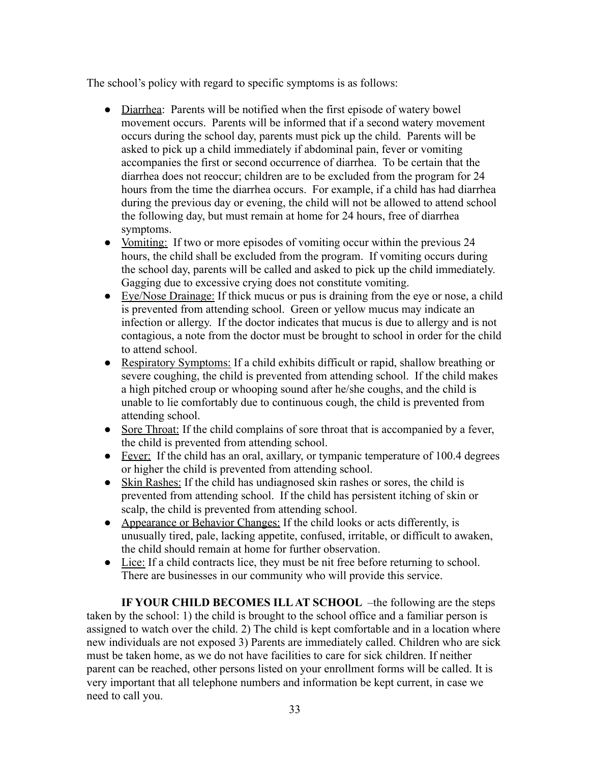The school's policy with regard to specific symptoms is as follows:

- Diarrhea: Parents will be notified when the first episode of watery bowel movement occurs. Parents will be informed that if a second watery movement occurs during the school day, parents must pick up the child. Parents will be asked to pick up a child immediately if abdominal pain, fever or vomiting accompanies the first or second occurrence of diarrhea. To be certain that the diarrhea does not reoccur; children are to be excluded from the program for 24 hours from the time the diarrhea occurs. For example, if a child has had diarrhea during the previous day or evening, the child will not be allowed to attend school the following day, but must remain at home for 24 hours, free of diarrhea symptoms.
- Vomiting: If two or more episodes of vomiting occur within the previous 24 hours, the child shall be excluded from the program. If vomiting occurs during the school day, parents will be called and asked to pick up the child immediately. Gagging due to excessive crying does not constitute vomiting.
- Eye/Nose Drainage: If thick mucus or pus is draining from the eye or nose, a child is prevented from attending school. Green or yellow mucus may indicate an infection or allergy. If the doctor indicates that mucus is due to allergy and is not contagious, a note from the doctor must be brought to school in order for the child to attend school.
- Respiratory Symptoms: If a child exhibits difficult or rapid, shallow breathing or severe coughing, the child is prevented from attending school. If the child makes a high pitched croup or whooping sound after he/she coughs, and the child is unable to lie comfortably due to continuous cough, the child is prevented from attending school.
- Sore Throat: If the child complains of sore throat that is accompanied by a fever, the child is prevented from attending school.
- Fever: If the child has an oral, axillary, or tympanic temperature of 100.4 degrees or higher the child is prevented from attending school.
- Skin Rashes: If the child has undiagnosed skin rashes or sores, the child is prevented from attending school. If the child has persistent itching of skin or scalp, the child is prevented from attending school.
- Appearance or Behavior Changes: If the child looks or acts differently, is unusually tired, pale, lacking appetite, confused, irritable, or difficult to awaken, the child should remain at home for further observation.
- Lice: If a child contracts lice, they must be nit free before returning to school. There are businesses in our community who will provide this service.

**IF YOUR CHILD BECOMES ILL AT SCHOOL** –the following are the steps taken by the school: 1) the child is brought to the school office and a familiar person is assigned to watch over the child. 2) The child is kept comfortable and in a location where new individuals are not exposed 3) Parents are immediately called. Children who are sick must be taken home, as we do not have facilities to care for sick children. If neither parent can be reached, other persons listed on your enrollment forms will be called. It is very important that all telephone numbers and information be kept current, in case we need to call you.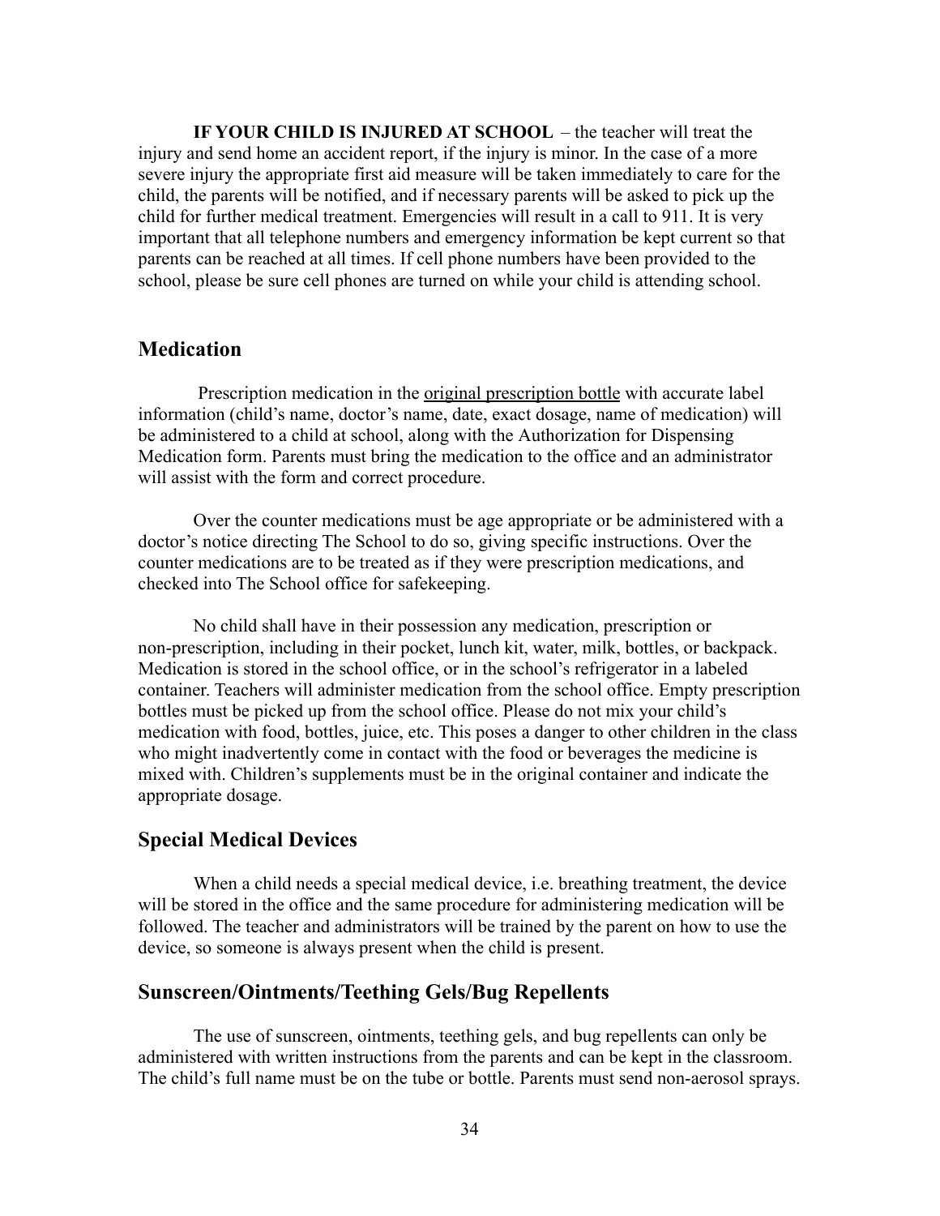**IF YOUR CHILD IS INJURED AT SCHOOL** – the teacher will treat the injury and send home an accident report, if the injury is minor. In the case of a more severe injury the appropriate first aid measure will be taken immediately to care for the child, the parents will be notified, and if necessary parents will be asked to pick up the child for further medical treatment. Emergencies will result in a call to 911. It is very important that all telephone numbers and emergency information be kept current so that parents can be reached at all times. If cell phone numbers have been provided to the school, please be sure cell phones are turned on while your child is attending school.

## Medication

Prescription medication in the <u>original prescription bottle</u> with accurate label information (child's name, doctor's name, date, exact dosage, name of medication) will be administered to a child at school, along with the Authorization for Dispensing Medication form. Parents must bring the medication to the office and an administrator will assist with the form and correct procedure.

Over the counter medications must be age appropriate or be administered with a doctor's notice directing The School to do so, giving specific instructions. Over the counter medications are to be treated as if they were prescription medications, and checked into The School office for safekeeping.

No child shall have in their possession any medication, prescription or non-prescription, including in their pocket, lunch kit, water, milk, bottles, or backpack. Medication is stored in the school office, or in the school's refrigerator in a labeled container. Teachers will administer medication from the school office. Empty prescription bottles must be picked up from the school office. Please do not mix your child's medication with food, bottles, juice, etc. This poses a danger to other children in the class who might inadvertently come in contact with the food or beverages the medicine is mixed with. Children's supplements must be in the original container and indicate the appropriate dosage.

## Special Medical Devices

When a child needs a special medical device, i.e. breathing treatment, the device will be stored in the office and the same procedure for administering medication will be followed. The teacher and administrators will be trained by the parent on how to use the device, so someone is always present when the child is present.

## Sunscreen/Ointments/Teething Gels/Bug Repellents

The use of sunscreen, ointments, teething gels, and bug repellents can only be administered with written instructions from the parents and can be kept in the classroom. The child's full name must be on the tube or bottle. Parents must send non-aerosol sprays.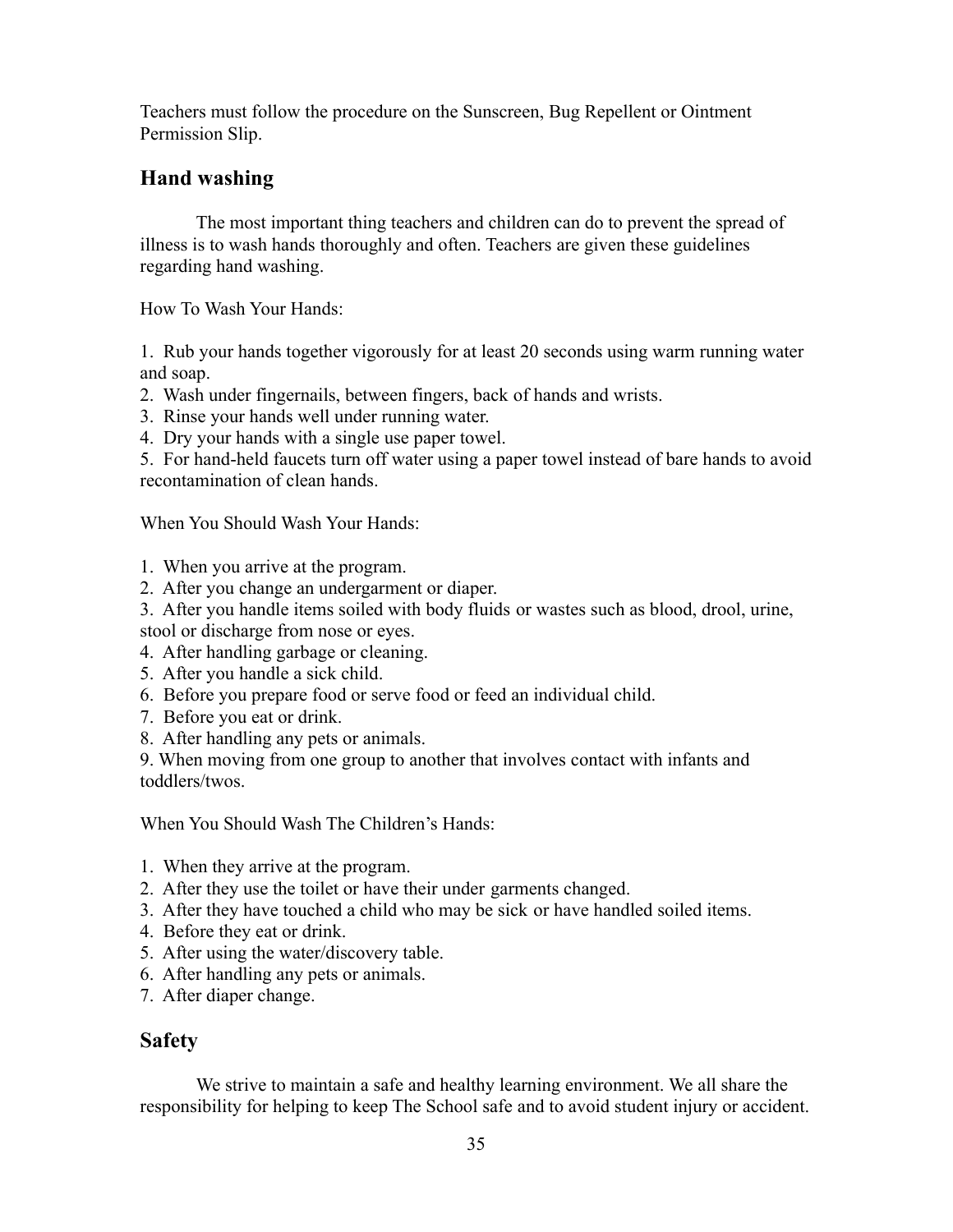Teachers must follow the procedure on the Sunscreen, Bug Repellent or Ointment Permission Slip.

## Hand washing

The most important thing teachers and children can do to prevent the spread of illness is to wash hands thoroughly and often. Teachers are given these guidelines regarding hand washing.

How To Wash Your Hands:

1. Rub your hands together vigorously for at least 20 seconds using warm running water and soap.
2. Wash under fingernails, between fingers, back of hands and wrists.
3. Rinse your hands well under running water.
4. Dry your hands with a single use paper towel.
5. For hand-held faucets turn off water using a paper towel instead of bare hands to avoid recontamination of clean hands.

When You Should Wash Your Hands:

1. When you arrive at the program.
2. After you change an undergarment or diaper.
3. After you handle items soiled with body fluids or wastes such as blood, drool, urine, stool or discharge from nose or eyes.
4. After handling garbage or cleaning.
5. After you handle a sick child.
6. Before you prepare food or serve food or feed an individual child.
7. Before you eat or drink.
8. After handling any pets or animals.
9. When moving from one group to another that involves contact with infants and toddlers/twos.

When You Should Wash The Children's Hands:

1. When they arrive at the program.
2. After they use the toilet or have their under garments changed.
3. After they have touched a child who may be sick or have handled soiled items.
4. Before they eat or drink.
5. After using the water/discovery table.
6. After handling any pets or animals.
7. After diaper change.

## Safety

We strive to maintain a safe and healthy learning environment. We all share the responsibility for helping to keep The School safe and to avoid student injury or accident.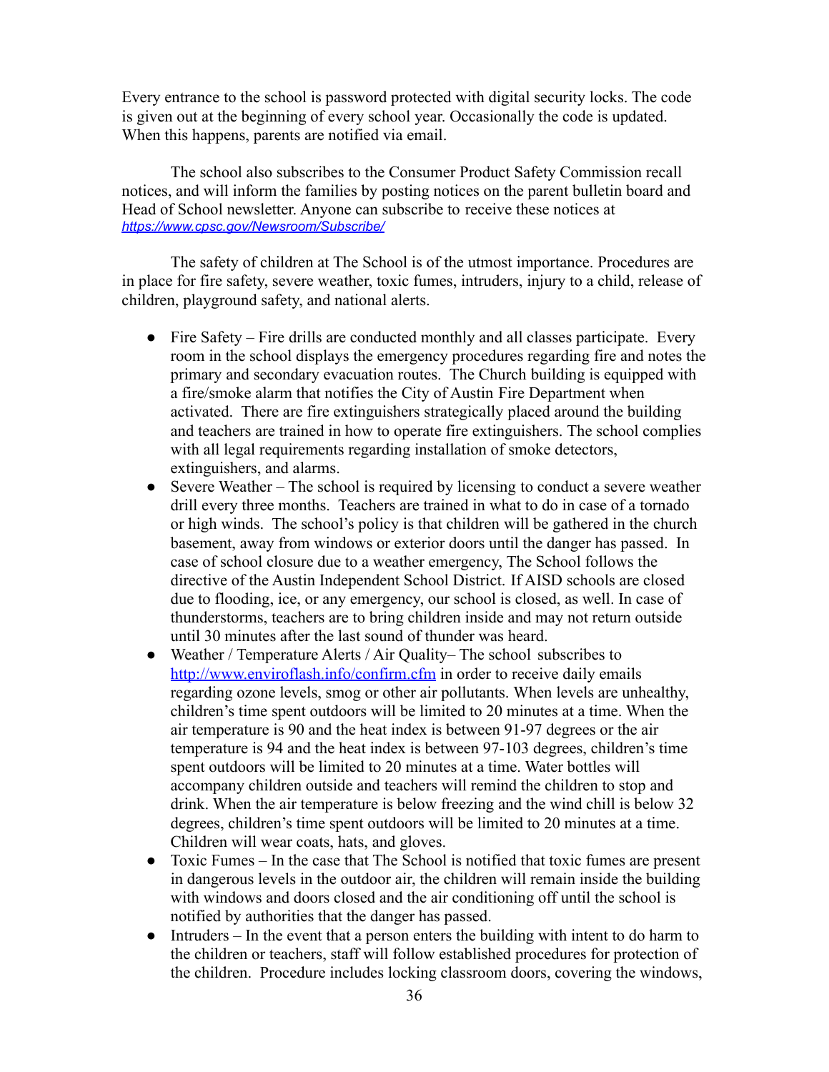Every entrance to the school is password protected with digital security locks. The code is given out at the beginning of every school year. Occasionally the code is updated. When this happens, parents are notified via email.

The school also subscribes to the Consumer Product Safety Commission recall notices, and will inform the families by posting notices on the parent bulletin board and Head of School newsletter. Anyone can subscribe to receive these notices at *https://www.cpsc.gov/Newsroom/Subscribe/*

The safety of children at The School is of the utmost importance. Procedures are in place for fire safety, severe weather, toxic fumes, intruders, injury to a child, release of children, playground safety, and national alerts.

- Fire Safety – Fire drills are conducted monthly and all classes participate. Every room in the school displays the emergency procedures regarding fire and notes the primary and secondary evacuation routes. The Church building is equipped with a fire/smoke alarm that notifies the City of Austin Fire Department when activated. There are fire extinguishers strategically placed around the building and teachers are trained in how to operate fire extinguishers. The school complies with all legal requirements regarding installation of smoke detectors, extinguishers, and alarms.
- Severe Weather – The school is required by licensing to conduct a severe weather drill every three months. Teachers are trained in what to do in case of a tornado or high winds. The school's policy is that children will be gathered in the church basement, away from windows or exterior doors until the danger has passed. In case of school closure due to a weather emergency, The School follows the directive of the Austin Independent School District. If AISD schools are closed due to flooding, ice, or any emergency, our school is closed, as well. In case of thunderstorms, teachers are to bring children inside and may not return outside until 30 minutes after the last sound of thunder was heard.
- Weather / Temperature Alerts / Air Quality– The school subscribes to http://www.enviroflash.info/confirm.cfm in order to receive daily emails regarding ozone levels, smog or other air pollutants. When levels are unhealthy, children's time spent outdoors will be limited to 20 minutes at a time. When the air temperature is 90 and the heat index is between 91-97 degrees or the air temperature is 94 and the heat index is between 97-103 degrees, children's time spent outdoors will be limited to 20 minutes at a time. Water bottles will accompany children outside and teachers will remind the children to stop and drink. When the air temperature is below freezing and the wind chill is below 32 degrees, children's time spent outdoors will be limited to 20 minutes at a time. Children will wear coats, hats, and gloves.
- Toxic Fumes – In the case that The School is notified that toxic fumes are present in dangerous levels in the outdoor air, the children will remain inside the building with windows and doors closed and the air conditioning off until the school is notified by authorities that the danger has passed.
- Intruders – In the event that a person enters the building with intent to do harm to the children or teachers, staff will follow established procedures for protection of the children. Procedure includes locking classroom doors, covering the windows,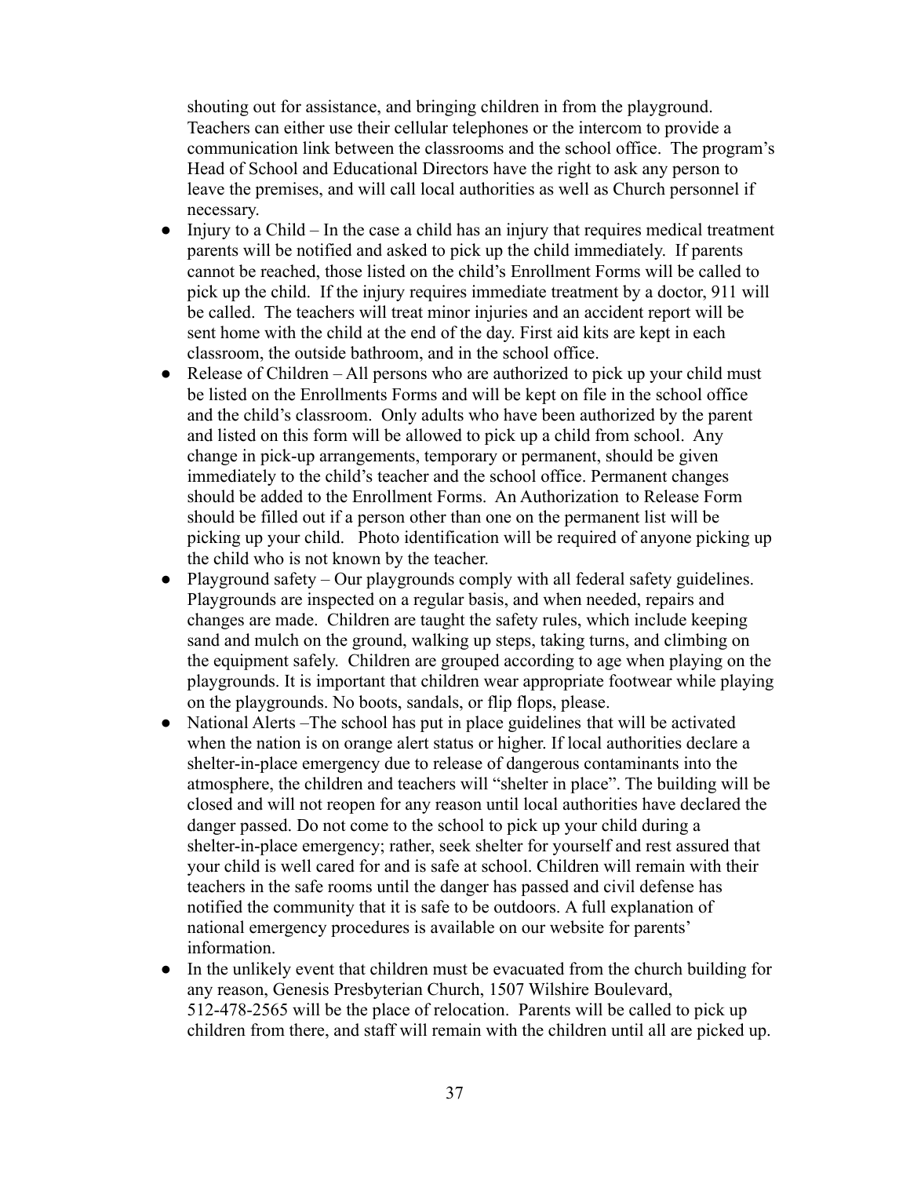shouting out for assistance, and bringing children in from the playground. Teachers can either use their cellular telephones or the intercom to provide a communication link between the classrooms and the school office. The program's Head of School and Educational Directors have the right to ask any person to leave the premises, and will call local authorities as well as Church personnel if necessary.

- Injury to a Child – In the case a child has an injury that requires medical treatment parents will be notified and asked to pick up the child immediately. If parents cannot be reached, those listed on the child's Enrollment Forms will be called to pick up the child. If the injury requires immediate treatment by a doctor, 911 will be called. The teachers will treat minor injuries and an accident report will be sent home with the child at the end of the day. First aid kits are kept in each classroom, the outside bathroom, and in the school office.
- Release of Children – All persons who are authorized to pick up your child must be listed on the Enrollments Forms and will be kept on file in the school office and the child's classroom. Only adults who have been authorized by the parent and listed on this form will be allowed to pick up a child from school. Any change in pick-up arrangements, temporary or permanent, should be given immediately to the child's teacher and the school office. Permanent changes should be added to the Enrollment Forms. An Authorization to Release Form should be filled out if a person other than one on the permanent list will be picking up your child. Photo identification will be required of anyone picking up the child who is not known by the teacher.
- Playground safety – Our playgrounds comply with all federal safety guidelines. Playgrounds are inspected on a regular basis, and when needed, repairs and changes are made. Children are taught the safety rules, which include keeping sand and mulch on the ground, walking up steps, taking turns, and climbing on the equipment safely. Children are grouped according to age when playing on the playgrounds. It is important that children wear appropriate footwear while playing on the playgrounds. No boots, sandals, or flip flops, please.
- National Alerts –The school has put in place guidelines that will be activated when the nation is on orange alert status or higher. If local authorities declare a shelter-in-place emergency due to release of dangerous contaminants into the atmosphere, the children and teachers will "shelter in place". The building will be closed and will not reopen for any reason until local authorities have declared the danger passed. Do not come to the school to pick up your child during a shelter-in-place emergency; rather, seek shelter for yourself and rest assured that your child is well cared for and is safe at school. Children will remain with their teachers in the safe rooms until the danger has passed and civil defense has notified the community that it is safe to be outdoors. A full explanation of national emergency procedures is available on our website for parents' information.
- In the unlikely event that children must be evacuated from the church building for any reason, Genesis Presbyterian Church, 1507 Wilshire Boulevard, 512-478-2565 will be the place of relocation. Parents will be called to pick up children from there, and staff will remain with the children until all are picked up.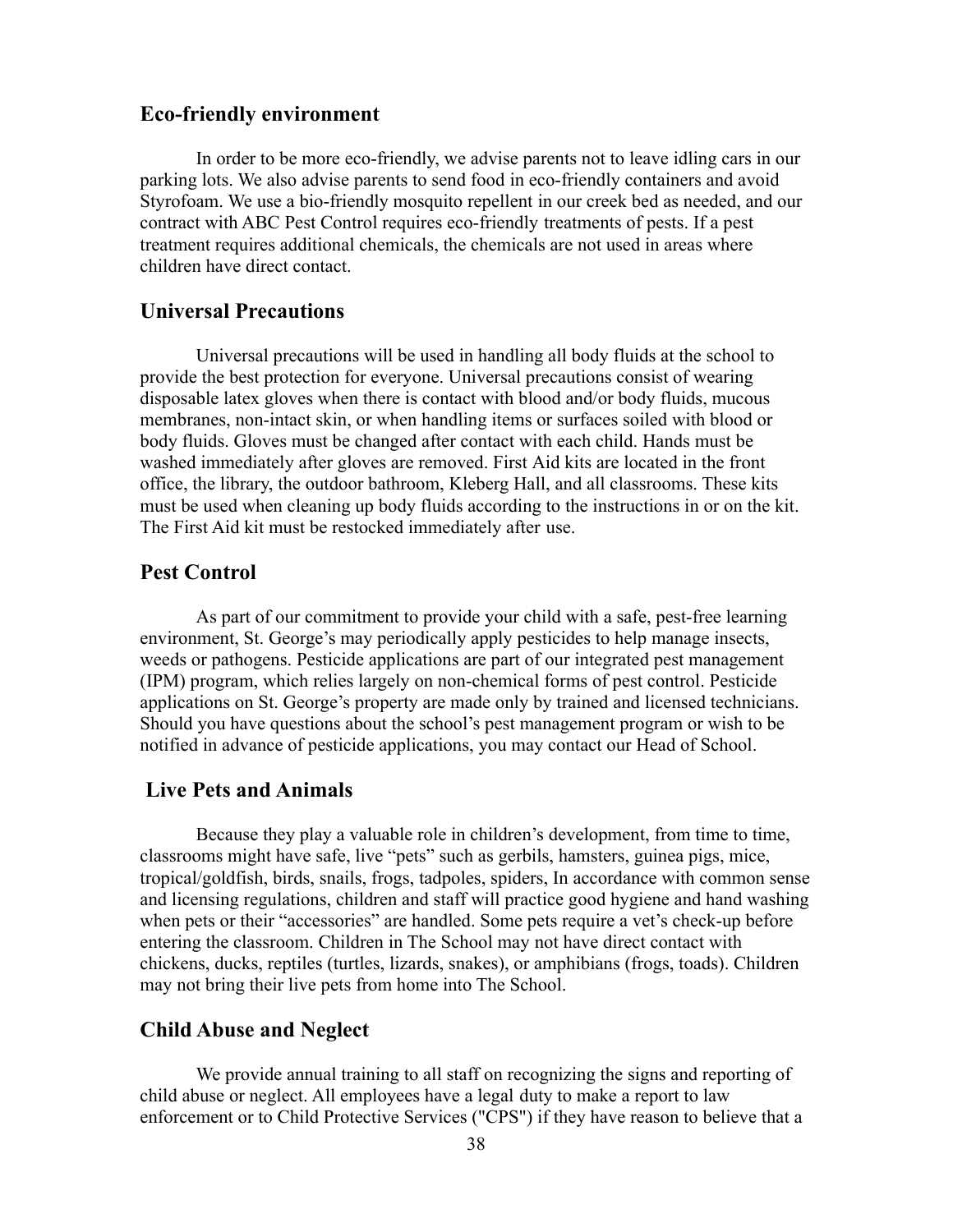## Eco-friendly environment

In order to be more eco-friendly, we advise parents not to leave idling cars in our parking lots. We also advise parents to send food in eco-friendly containers and avoid Styrofoam. We use a bio-friendly mosquito repellent in our creek bed as needed, and our contract with ABC Pest Control requires eco-friendly treatments of pests. If a pest treatment requires additional chemicals, the chemicals are not used in areas where children have direct contact.

## Universal Precautions

Universal precautions will be used in handling all body fluids at the school to provide the best protection for everyone. Universal precautions consist of wearing disposable latex gloves when there is contact with blood and/or body fluids, mucous membranes, non-intact skin, or when handling items or surfaces soiled with blood or body fluids. Gloves must be changed after contact with each child. Hands must be washed immediately after gloves are removed. First Aid kits are located in the front office, the library, the outdoor bathroom, Kleberg Hall, and all classrooms. These kits must be used when cleaning up body fluids according to the instructions in or on the kit. The First Aid kit must be restocked immediately after use.

## Pest Control

As part of our commitment to provide your child with a safe, pest-free learning environment, St. George's may periodically apply pesticides to help manage insects, weeds or pathogens. Pesticide applications are part of our integrated pest management (IPM) program, which relies largely on non-chemical forms of pest control. Pesticide applications on St. George's property are made only by trained and licensed technicians. Should you have questions about the school's pest management program or wish to be notified in advance of pesticide applications, you may contact our Head of School.

## Live Pets and Animals

Because they play a valuable role in children's development, from time to time, classrooms might have safe, live "pets" such as gerbils, hamsters, guinea pigs, mice, tropical/goldfish, birds, snails, frogs, tadpoles, spiders, In accordance with common sense and licensing regulations, children and staff will practice good hygiene and hand washing when pets or their "accessories" are handled. Some pets require a vet's check-up before entering the classroom. Children in The School may not have direct contact with chickens, ducks, reptiles (turtles, lizards, snakes), or amphibians (frogs, toads). Children may not bring their live pets from home into The School.

## Child Abuse and Neglect

We provide annual training to all staff on recognizing the signs and reporting of child abuse or neglect. All employees have a legal duty to make a report to law enforcement or to Child Protective Services ("CPS") if they have reason to believe that a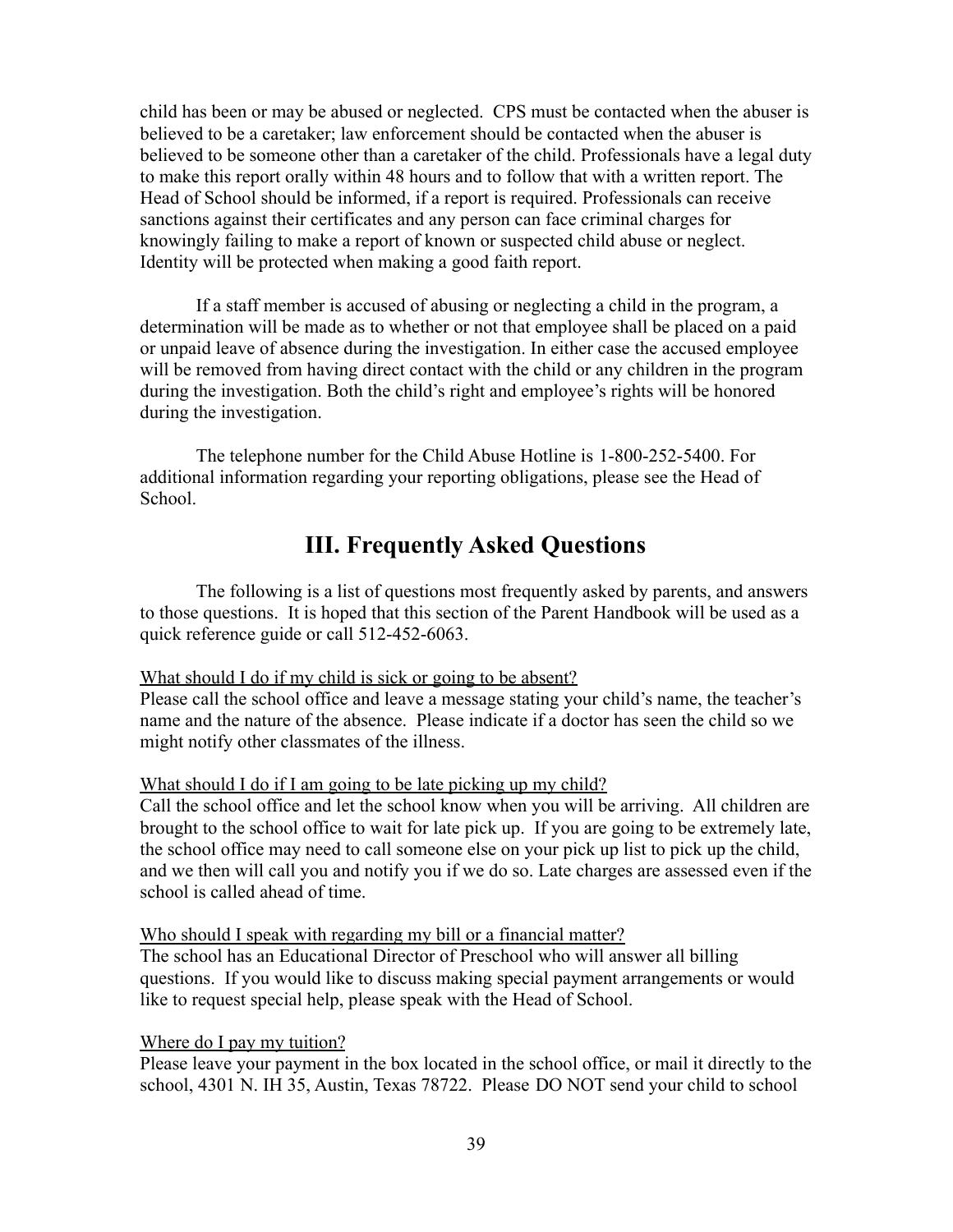child has been or may be abused or neglected. CPS must be contacted when the abuser is believed to be a caretaker; law enforcement should be contacted when the abuser is believed to be someone other than a caretaker of the child. Professionals have a legal duty to make this report orally within 48 hours and to follow that with a written report. The Head of School should be informed, if a report is required. Professionals can receive sanctions against their certificates and any person can face criminal charges for knowingly failing to make a report of known or suspected child abuse or neglect. Identity will be protected when making a good faith report.

If a staff member is accused of abusing or neglecting a child in the program, a determination will be made as to whether or not that employee shall be placed on a paid or unpaid leave of absence during the investigation. In either case the accused employee will be removed from having direct contact with the child or any children in the program during the investigation. Both the child's right and employee's rights will be honored during the investigation.

The telephone number for the Child Abuse Hotline is 1-800-252-5400. For additional information regarding your reporting obligations, please see the Head of School.

# III. Frequently Asked Questions

The following is a list of questions most frequently asked by parents, and answers to those questions. It is hoped that this section of the Parent Handbook will be used as a quick reference guide or call 512-452-6063.

<u>What should I do if my child is sick or going to be absent?</u>
Please call the school office and leave a message stating your child's name, the teacher's name and the nature of the absence. Please indicate if a doctor has seen the child so we might notify other classmates of the illness.

<u>What should I do if I am going to be late picking up my child?</u>
Call the school office and let the school know when you will be arriving. All children are brought to the school office to wait for late pick up. If you are going to be extremely late, the school office may need to call someone else on your pick up list to pick up the child, and we then will call you and notify you if we do so. Late charges are assessed even if the school is called ahead of time.

<u>Who should I speak with regarding my bill or a financial matter?</u>
The school has an Educational Director of Preschool who will answer all billing questions. If you would like to discuss making special payment arrangements or would like to request special help, please speak with the Head of School.

<u>Where do I pay my tuition?</u>
Please leave your payment in the box located in the school office, or mail it directly to the school, 4301 N. IH 35, Austin, Texas 78722. Please DO NOT send your child to school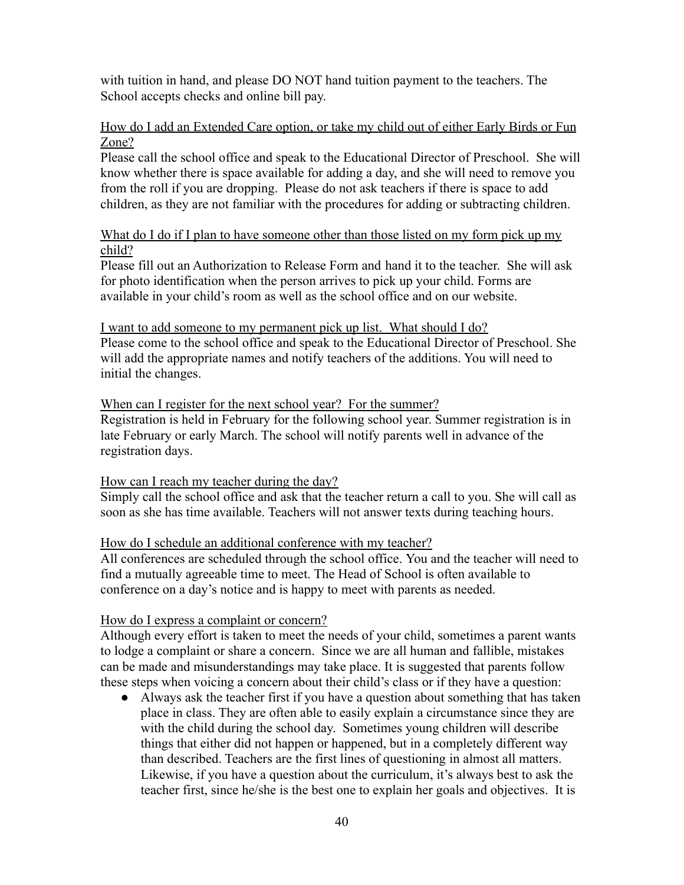with tuition in hand, and please DO NOT hand tuition payment to the teachers. The School accepts checks and online bill pay.

<u>How do I add an Extended Care option, or take my child out of either Early Birds or Fun Zone?</u>

Please call the school office and speak to the Educational Director of Preschool. She will know whether there is space available for adding a day, and she will need to remove you from the roll if you are dropping. Please do not ask teachers if there is space to add children, as they are not familiar with the procedures for adding or subtracting children.

<u>What do I do if I plan to have someone other than those listed on my form pick up my child?</u>

Please fill out an Authorization to Release Form and hand it to the teacher. She will ask for photo identification when the person arrives to pick up your child. Forms are available in your child's room as well as the school office and on our website.

<u>I want to add someone to my permanent pick up list. What should I do?</u>

Please come to the school office and speak to the Educational Director of Preschool. She will add the appropriate names and notify teachers of the additions. You will need to initial the changes.

<u>When can I register for the next school year? For the summer?</u>

Registration is held in February for the following school year. Summer registration is in late February or early March. The school will notify parents well in advance of the registration days.

<u>How can I reach my teacher during the day?</u>

Simply call the school office and ask that the teacher return a call to you. She will call as soon as she has time available. Teachers will not answer texts during teaching hours.

<u>How do I schedule an additional conference with my teacher?</u>

All conferences are scheduled through the school office. You and the teacher will need to find a mutually agreeable time to meet. The Head of School is often available to conference on a day's notice and is happy to meet with parents as needed.

<u>How do I express a complaint or concern?</u>

Although every effort is taken to meet the needs of your child, sometimes a parent wants to lodge a complaint or share a concern. Since we are all human and fallible, mistakes can be made and misunderstandings may take place. It is suggested that parents follow these steps when voicing a concern about their child's class or if they have a question:

- Always ask the teacher first if you have a question about something that has taken place in class. They are often able to easily explain a circumstance since they are with the child during the school day. Sometimes young children will describe things that either did not happen or happened, but in a completely different way than described. Teachers are the first lines of questioning in almost all matters. Likewise, if you have a question about the curriculum, it's always best to ask the teacher first, since he/she is the best one to explain her goals and objectives. It is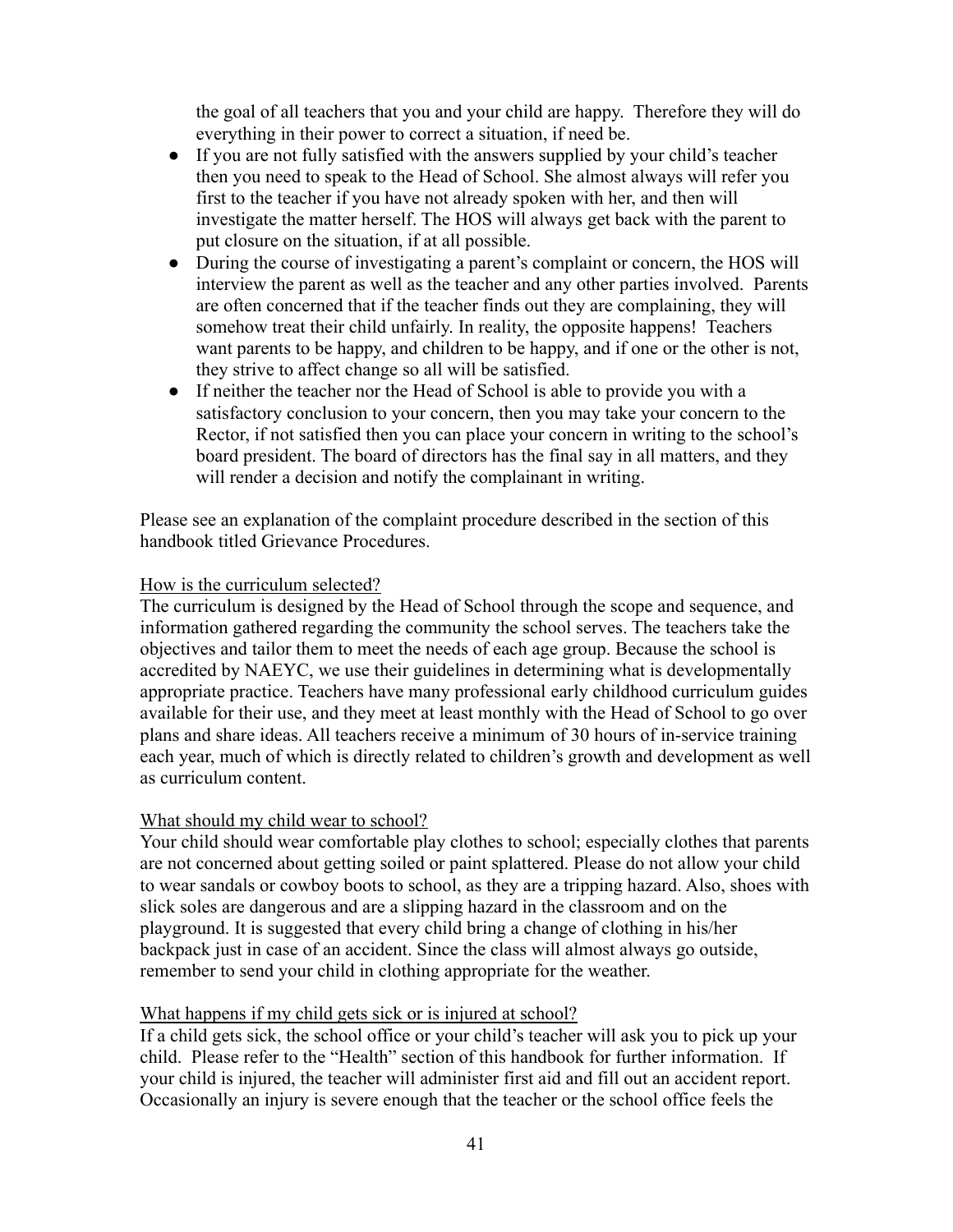the goal of all teachers that you and your child are happy. Therefore they will do everything in their power to correct a situation, if need be.

- If you are not fully satisfied with the answers supplied by your child's teacher then you need to speak to the Head of School. She almost always will refer you first to the teacher if you have not already spoken with her, and then will investigate the matter herself. The HOS will always get back with the parent to put closure on the situation, if at all possible.
- During the course of investigating a parent's complaint or concern, the HOS will interview the parent as well as the teacher and any other parties involved. Parents are often concerned that if the teacher finds out they are complaining, they will somehow treat their child unfairly. In reality, the opposite happens! Teachers want parents to be happy, and children to be happy, and if one or the other is not, they strive to affect change so all will be satisfied.
- If neither the teacher nor the Head of School is able to provide you with a satisfactory conclusion to your concern, then you may take your concern to the Rector, if not satisfied then you can place your concern in writing to the school's board president. The board of directors has the final say in all matters, and they will render a decision and notify the complainant in writing.

Please see an explanation of the complaint procedure described in the section of this handbook titled Grievance Procedures.

<u>How is the curriculum selected?</u>

The curriculum is designed by the Head of School through the scope and sequence, and information gathered regarding the community the school serves. The teachers take the objectives and tailor them to meet the needs of each age group. Because the school is accredited by NAEYC, we use their guidelines in determining what is developmentally appropriate practice. Teachers have many professional early childhood curriculum guides available for their use, and they meet at least monthly with the Head of School to go over plans and share ideas. All teachers receive a minimum of 30 hours of in-service training each year, much of which is directly related to children's growth and development as well as curriculum content.

<u>What should my child wear to school?</u>

Your child should wear comfortable play clothes to school; especially clothes that parents are not concerned about getting soiled or paint splattered. Please do not allow your child to wear sandals or cowboy boots to school, as they are a tripping hazard. Also, shoes with slick soles are dangerous and are a slipping hazard in the classroom and on the playground. It is suggested that every child bring a change of clothing in his/her backpack just in case of an accident. Since the class will almost always go outside, remember to send your child in clothing appropriate for the weather.

<u>What happens if my child gets sick or is injured at school?</u>

If a child gets sick, the school office or your child's teacher will ask you to pick up your child. Please refer to the "Health" section of this handbook for further information. If your child is injured, the teacher will administer first aid and fill out an accident report. Occasionally an injury is severe enough that the teacher or the school office feels the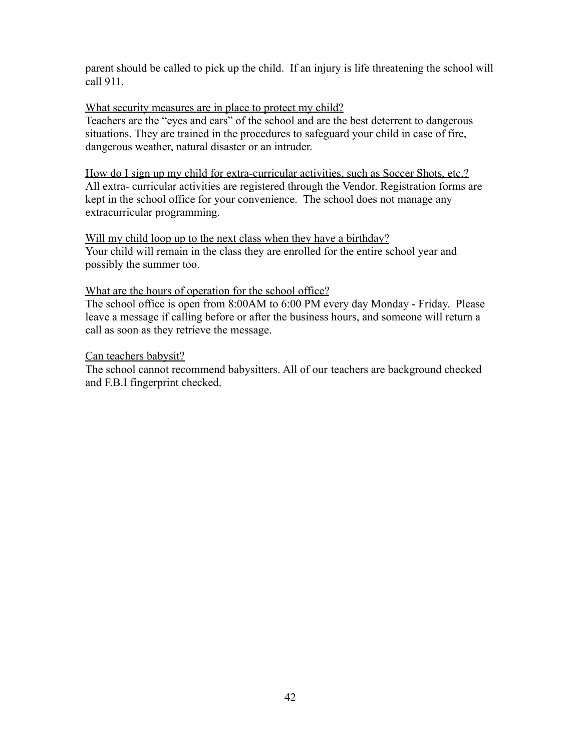parent should be called to pick up the child. If an injury is life threatening the school will call 911.

<u>What security measures are in place to protect my child?</u>
Teachers are the "eyes and ears" of the school and are the best deterrent to dangerous situations. They are trained in the procedures to safeguard your child in case of fire, dangerous weather, natural disaster or an intruder.

<u>How do I sign up my child for extra-curricular activities, such as Soccer Shots, etc.?</u>
All extra- curricular activities are registered through the Vendor. Registration forms are kept in the school office for your convenience. The school does not manage any extracurricular programming.

<u>Will my child loop up to the next class when they have a birthday?</u>
Your child will remain in the class they are enrolled for the entire school year and possibly the summer too.

<u>What are the hours of operation for the school office?</u>
The school office is open from 8:00AM to 6:00 PM every day Monday - Friday. Please leave a message if calling before or after the business hours, and someone will return a call as soon as they retrieve the message.

<u>Can teachers babysit?</u>
The school cannot recommend babysitters. All of our teachers are background checked and F.B.I fingerprint checked.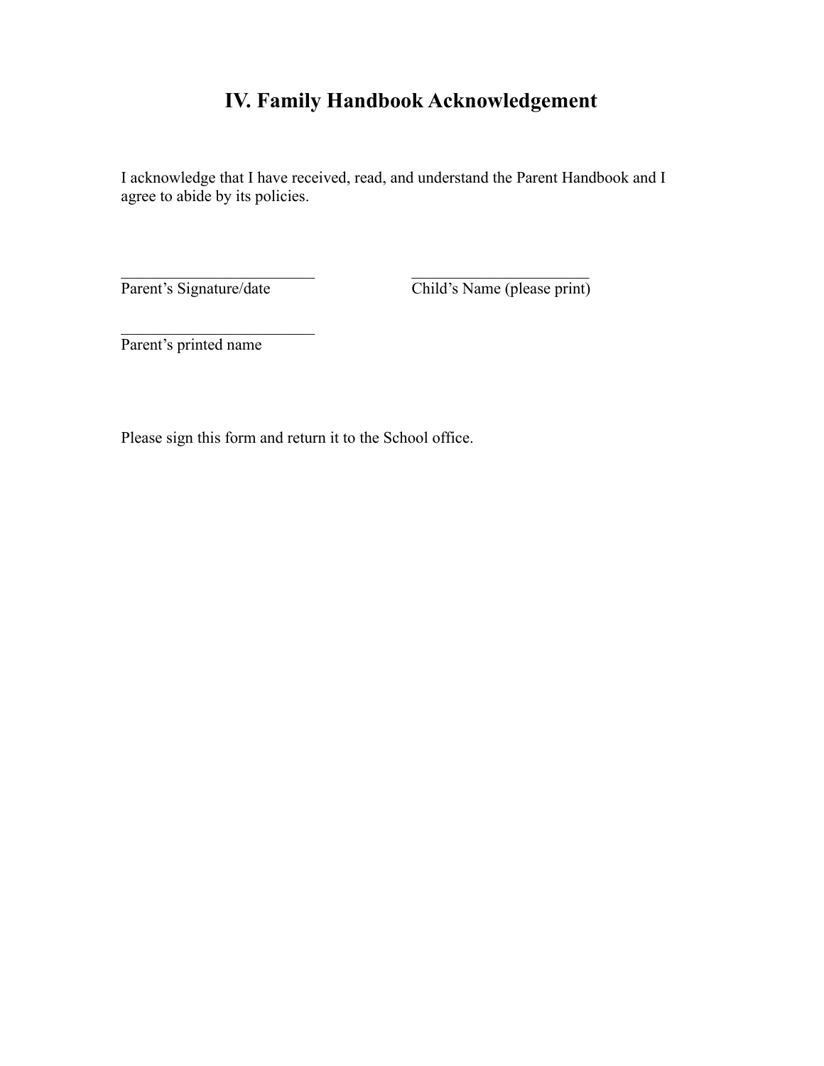# IV. Family Handbook Acknowledgement

I acknowledge that I have received, read, and understand the Parent Handbook and I agree to abide by its policies.

_________________________ 
Parent's Signature/date

_______________________ 
Child's Name (please print)

_________________________ 
Parent's printed name

Please sign this form and return it to the School office.